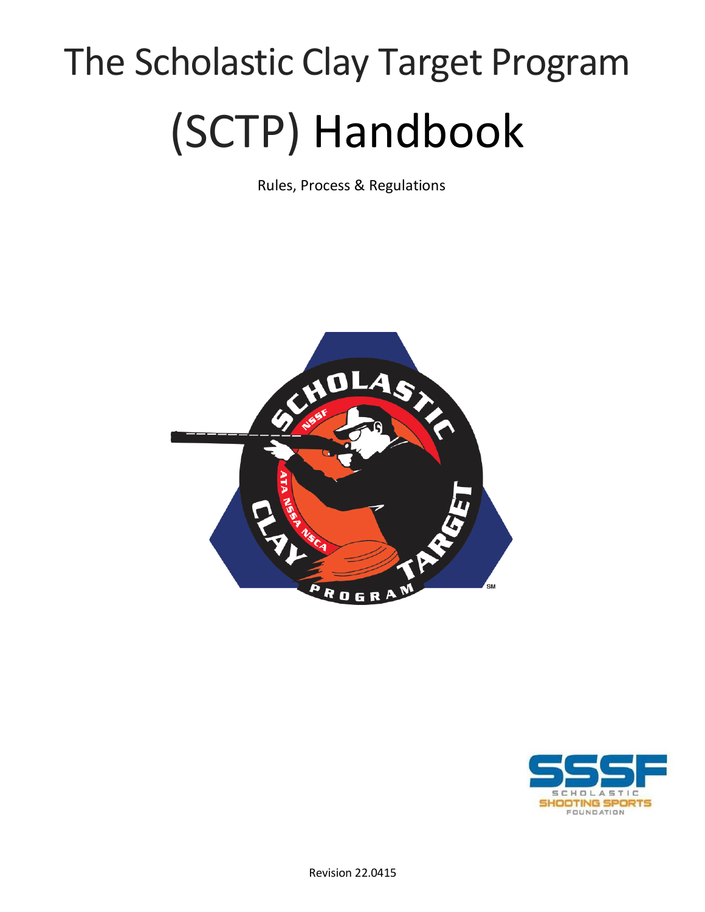# The Scholastic Clay Target Program (SCTP) Handbook

Rules, Process & Regulations

Revision 22.0415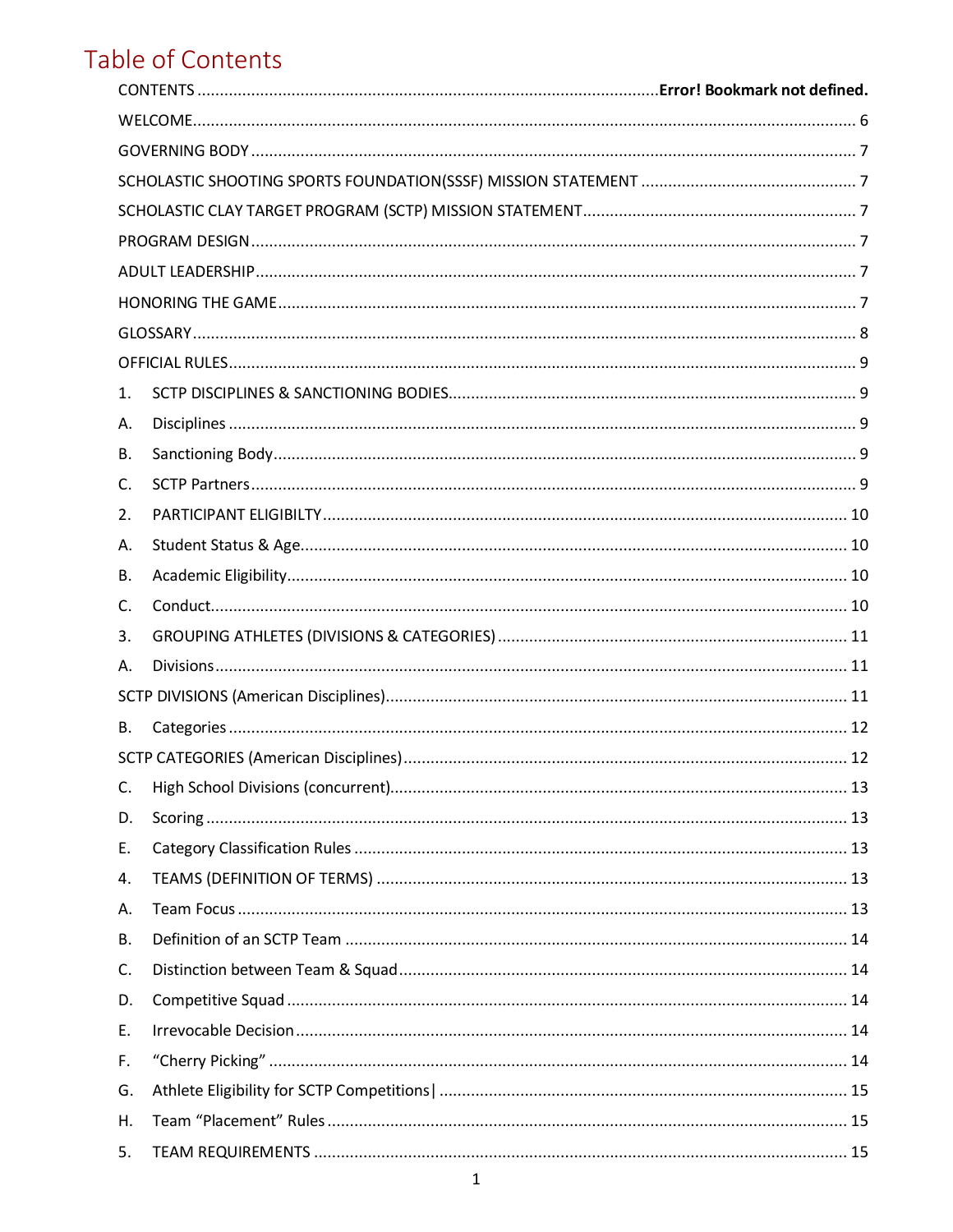# Table of Contents

CONTENTS .......... Error! Bookmark not defined.

WELCOME .......... 6

GOVERNING BODY .......... 7

SCHOLASTIC SHOOTING SPORTS FOUNDATION(SSSF) MISSION STATEMENT .......... 7

SCHOLASTIC CLAY TARGET PROGRAM (SCTP) MISSION STATEMENT .......... 7

PROGRAM DESIGN .......... 7

ADULT LEADERSHIP .......... 7

HONORING THE GAME .......... 7

GLOSSARY .......... 8

OFFICIAL RULES .......... 9

1. SCTP DISCIPLINES & SANCTIONING BODIES .......... 9

A. Disciplines .......... 9

B. Sanctioning Body .......... 9

C. SCTP Partners .......... 9

2. PARTICIPANT ELIGIBILTY .......... 10

A. Student Status & Age .......... 10

B. Academic Eligibility .......... 10

C. Conduct .......... 10

3. GROUPING ATHLETES (DIVISIONS & CATEGORIES) .......... 11

A. Divisions .......... 11

SCTP DIVISIONS (American Disciplines) .......... 11

B. Categories .......... 12

SCTP CATEGORIES (American Disciplines) .......... 12

C. High School Divisions (concurrent) .......... 13

D. Scoring .......... 13

E. Category Classification Rules .......... 13

4. TEAMS (DEFINITION OF TERMS) .......... 13

A. Team Focus .......... 13

B. Definition of an SCTP Team .......... 14

C. Distinction between Team & Squad .......... 14

D. Competitive Squad .......... 14

E. Irrevocable Decision .......... 14

F. "Cherry Picking" .......... 14

G. Athlete Eligibility for SCTP Competitions| .......... 15

H. Team "Placement" Rules .......... 15

5. TEAM REQUIREMENTS .......... 15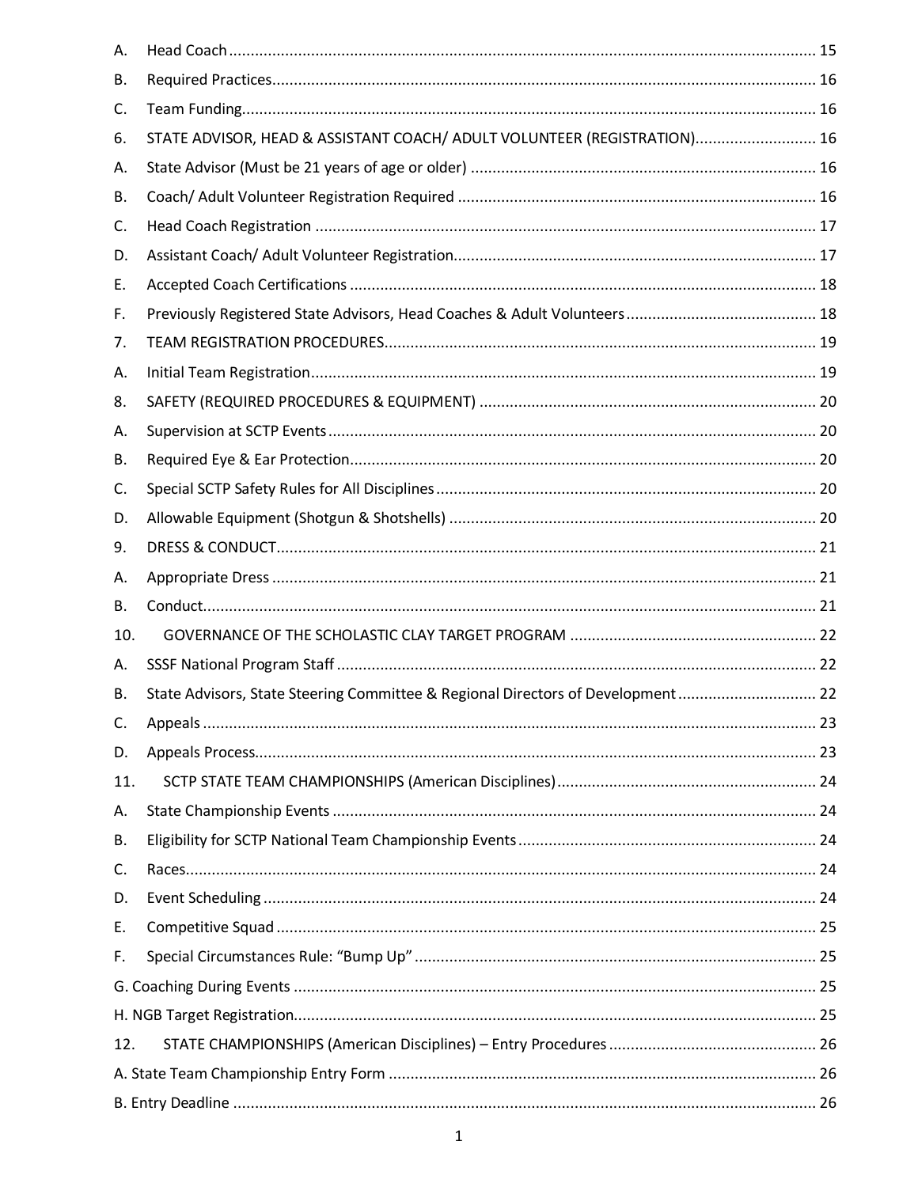A. Head Coach ........................................................................................................................ 15

B. Required Practices............................................................................................................... 16

C. Team Funding...................................................................................................................... 16

6. STATE ADVISOR, HEAD & ASSISTANT COACH/ ADULT VOLUNTEER (REGISTRATION)............................ 16

A. State Advisor (Must be 21 years of age or older) ............................................................... 16

B. Coach/ Adult Volunteer Registration Required .................................................................. 16

C. Head Coach Registration ..................................................................................................... 17

D. Assistant Coach/ Adult Volunteer Registration.................................................................... 17

E. Accepted Coach Certifications ............................................................................................ 18

F. Previously Registered State Advisors, Head Coaches & Adult Volunteers ............................................ 18

7. TEAM REGISTRATION PROCEDURES.................................................................................. 19

A. Initial Team Registration...................................................................................................... 19

8. SAFETY (REQUIRED PROCEDURES & EQUIPMENT) .............................................................. 20

A. Supervision at SCTP Events ................................................................................................. 20

B. Required Eye & Ear Protection............................................................................................. 20

C. Special SCTP Safety Rules for All Disciplines ......................................................................... 20

D. Allowable Equipment (Shotgun & Shotshells) ..................................................................... 20

9. DRESS & CONDUCT.............................................................................................................. 21

A. Appropriate Dress ............................................................................................................... 21

B. Conduct................................................................................................................................ 21

10. GOVERNANCE OF THE SCHOLASTIC CLAY TARGET PROGRAM ......................................................... 22

A. SSSF National Program Staff ............................................................................................... 22

B. State Advisors, State Steering Committee & Regional Directors of Development ................................ 22

C. Appeals ................................................................................................................................ 23

D. Appeals Process.................................................................................................................... 23

11. SCTP STATE TEAM CHAMPIONSHIPS (American Disciplines)............................................................ 24

A. State Championship Events ................................................................................................. 24

B. Eligibility for SCTP National Team Championship Events ..................................................... 24

C. Races.................................................................................................................................... 24

D. Event Scheduling ................................................................................................................. 24

E. Competitive Squad .............................................................................................................. 25

F. Special Circumstances Rule: "Bump Up" ............................................................................. 25

G. Coaching During Events ........................................................................................................ 25

H. NGB Target Registration........................................................................................................ 25

12. STATE CHAMPIONSHIPS (American Disciplines) – Entry Procedures ................................................ 26

A. State Team Championship Entry Form .................................................................................. 26

B. Entry Deadline ...................................................................................................................... 26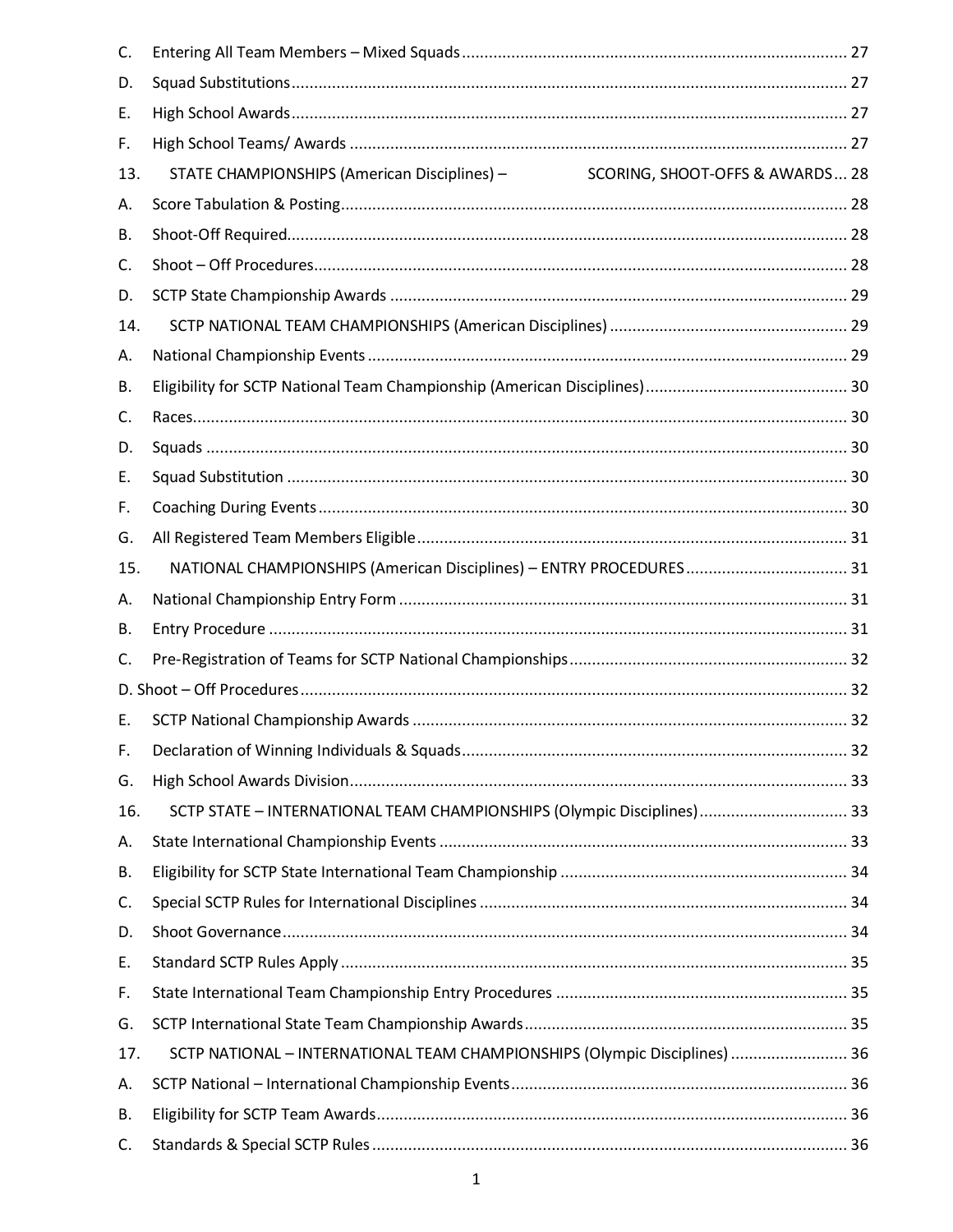C. Entering All Team Members – Mixed Squads ..... 27

D. Squad Substitutions ..... 27

E. High School Awards ..... 27

F. High School Teams/ Awards ..... 27

13. STATE CHAMPIONSHIPS (American Disciplines) – SCORING, SHOOT-OFFS & AWARDS ..... 28

A. Score Tabulation & Posting ..... 28

B. Shoot-Off Required ..... 28

C. Shoot – Off Procedures ..... 28

D. SCTP State Championship Awards ..... 29

14. SCTP NATIONAL TEAM CHAMPIONSHIPS (American Disciplines) ..... 29

A. National Championship Events ..... 29

B. Eligibility for SCTP National Team Championship (American Disciplines) ..... 30

C. Races ..... 30

D. Squads ..... 30

E. Squad Substitution ..... 30

F. Coaching During Events ..... 30

G. All Registered Team Members Eligible ..... 31

15. NATIONAL CHAMPIONSHIPS (American Disciplines) – ENTRY PROCEDURES ..... 31

A. National Championship Entry Form ..... 31

B. Entry Procedure ..... 31

C. Pre-Registration of Teams for SCTP National Championships ..... 32

D. Shoot – Off Procedures ..... 32

E. SCTP National Championship Awards ..... 32

F. Declaration of Winning Individuals & Squads ..... 32

G. High School Awards Division ..... 33

16. SCTP STATE – INTERNATIONAL TEAM CHAMPIONSHIPS (Olympic Disciplines) ..... 33

A. State International Championship Events ..... 33

B. Eligibility for SCTP State International Team Championship ..... 34

C. Special SCTP Rules for International Disciplines ..... 34

D. Shoot Governance ..... 34

E. Standard SCTP Rules Apply ..... 35

F. State International Team Championship Entry Procedures ..... 35

G. SCTP International State Team Championship Awards ..... 35

17. SCTP NATIONAL – INTERNATIONAL TEAM CHAMPIONSHIPS (Olympic Disciplines) ..... 36

A. SCTP National – International Championship Events ..... 36

B. Eligibility for SCTP Team Awards ..... 36

C. Standards & Special SCTP Rules ..... 36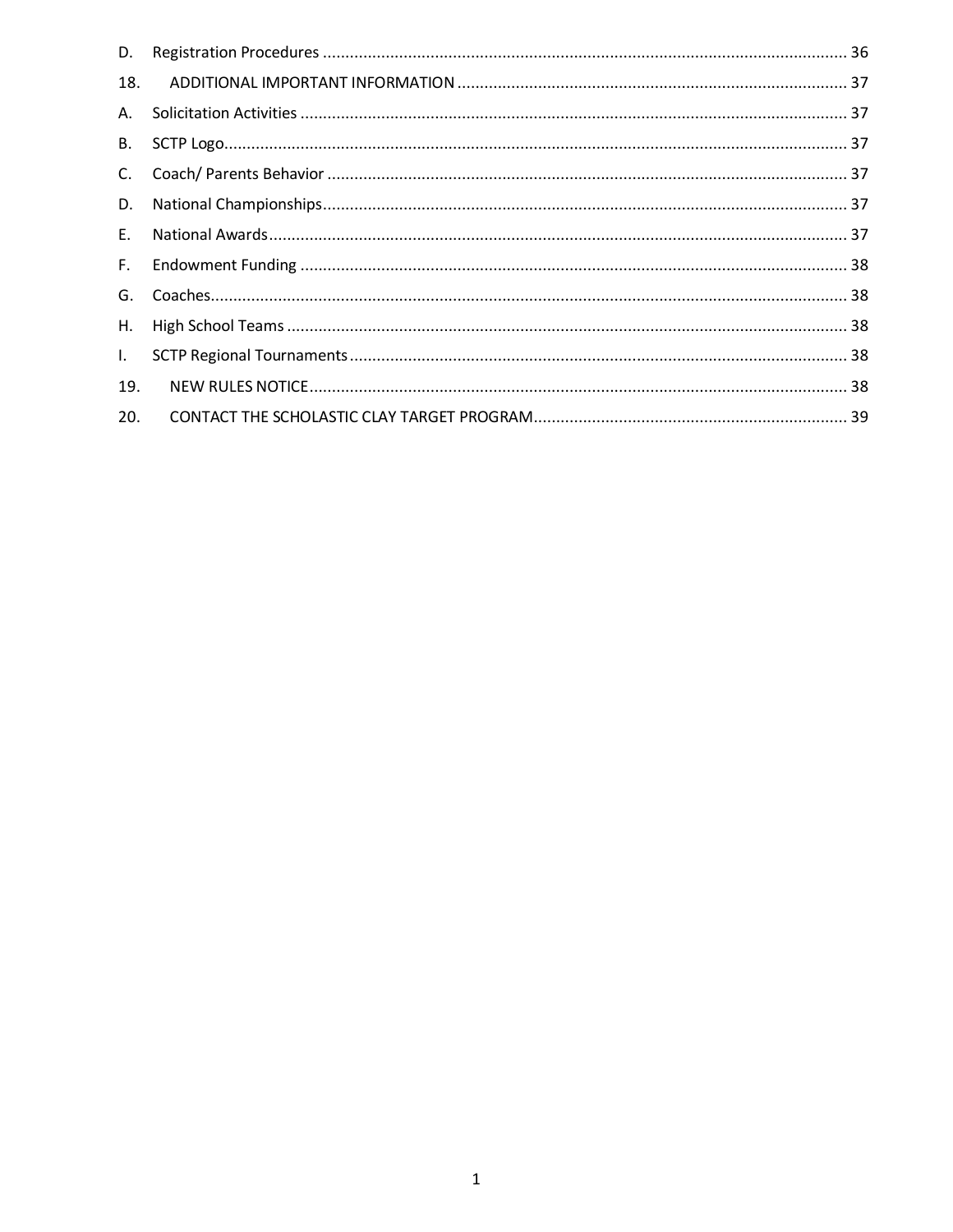D. Registration Procedures ........................................................................................................ 36

18. ADDITIONAL IMPORTANT INFORMATION ........................................................................ 37

A. Solicitation Activities ............................................................................................................ 37

B. SCTP Logo.............................................................................................................................. 37

C. Coach/ Parents Behavior ....................................................................................................... 37

D. National Championships........................................................................................................ 37

E. National Awards .................................................................................................................... 37

F. Endowment Funding ............................................................................................................. 38

G. Coaches.................................................................................................................................. 38

H. High School Teams ................................................................................................................ 38

I. SCTP Regional Tournaments ................................................................................................. 38

19. NEW RULES NOTICE ............................................................................................................ 38

20. CONTACT THE SCHOLASTIC CLAY TARGET PROGRAM ........................................................ 39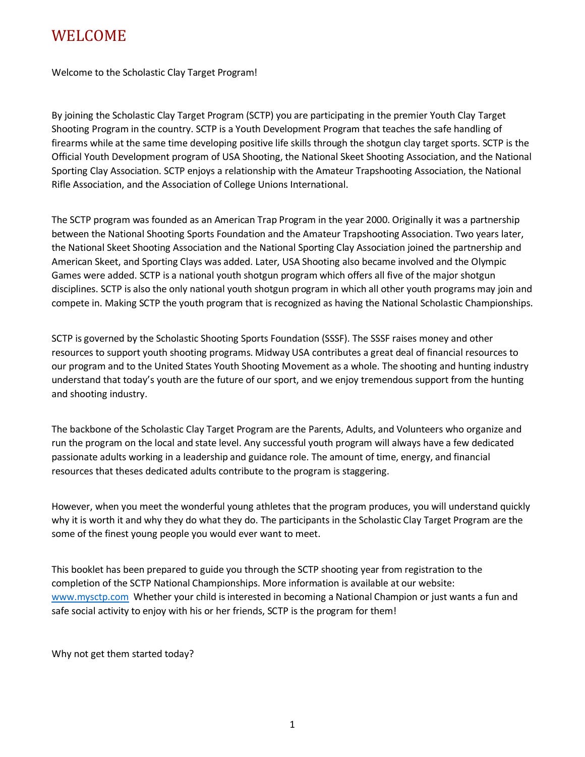# WELCOME

Welcome to the Scholastic Clay Target Program!

By joining the Scholastic Clay Target Program (SCTP) you are participating in the premier Youth Clay Target Shooting Program in the country. SCTP is a Youth Development Program that teaches the safe handling of firearms while at the same time developing positive life skills through the shotgun clay target sports. SCTP is the Official Youth Development program of USA Shooting, the National Skeet Shooting Association, and the National Sporting Clay Association. SCTP enjoys a relationship with the Amateur Trapshooting Association, the National Rifle Association, and the Association of College Unions International.

The SCTP program was founded as an American Trap Program in the year 2000. Originally it was a partnership between the National Shooting Sports Foundation and the Amateur Trapshooting Association. Two years later, the National Skeet Shooting Association and the National Sporting Clay Association joined the partnership and American Skeet, and Sporting Clays was added. Later, USA Shooting also became involved and the Olympic Games were added. SCTP is a national youth shotgun program which offers all five of the major shotgun disciplines. SCTP is also the only national youth shotgun program in which all other youth programs may join and compete in. Making SCTP the youth program that is recognized as having the National Scholastic Championships.

SCTP is governed by the Scholastic Shooting Sports Foundation (SSSF). The SSSF raises money and other resources to support youth shooting programs. Midway USA contributes a great deal of financial resources to our program and to the United States Youth Shooting Movement as a whole. The shooting and hunting industry understand that today's youth are the future of our sport, and we enjoy tremendous support from the hunting and shooting industry.

The backbone of the Scholastic Clay Target Program are the Parents, Adults, and Volunteers who organize and run the program on the local and state level. Any successful youth program will always have a few dedicated passionate adults working in a leadership and guidance role. The amount of time, energy, and financial resources that theses dedicated adults contribute to the program is staggering.

However, when you meet the wonderful young athletes that the program produces, you will understand quickly why it is worth it and why they do what they do. The participants in the Scholastic Clay Target Program are the some of the finest young people you would ever want to meet.

This booklet has been prepared to guide you through the SCTP shooting year from registration to the completion of the SCTP National Championships. More information is available at our website: www.mysctp.com Whether your child is interested in becoming a National Champion or just wants a fun and safe social activity to enjoy with his or her friends, SCTP is the program for them!

Why not get them started today?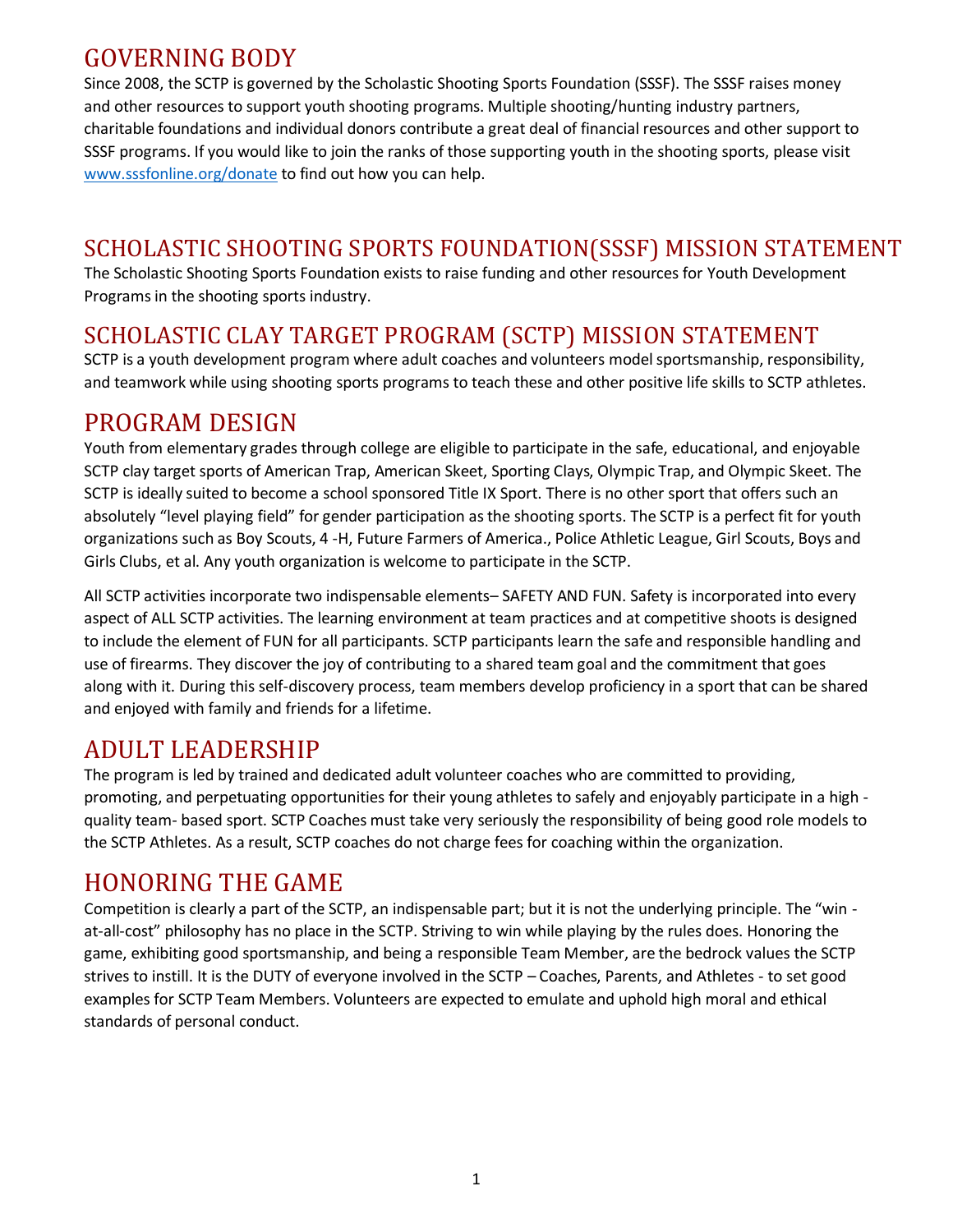## GOVERNING BODY

Since 2008, the SCTP is governed by the Scholastic Shooting Sports Foundation (SSSF). The SSSF raises money and other resources to support youth shooting programs. Multiple shooting/hunting industry partners, charitable foundations and individual donors contribute a great deal of financial resources and other support to SSSF programs. If you would like to join the ranks of those supporting youth in the shooting sports, please visit www.sssfonline.org/donate to find out how you can help.

## SCHOLASTIC SHOOTING SPORTS FOUNDATION(SSSF) MISSION STATEMENT

The Scholastic Shooting Sports Foundation exists to raise funding and other resources for Youth Development Programs in the shooting sports industry.

## SCHOLASTIC CLAY TARGET PROGRAM (SCTP) MISSION STATEMENT

SCTP is a youth development program where adult coaches and volunteers model sportsmanship, responsibility, and teamwork while using shooting sports programs to teach these and other positive life skills to SCTP athletes.

## PROGRAM DESIGN

Youth from elementary grades through college are eligible to participate in the safe, educational, and enjoyable SCTP clay target sports of American Trap, American Skeet, Sporting Clays, Olympic Trap, and Olympic Skeet. The SCTP is ideally suited to become a school sponsored Title IX Sport. There is no other sport that offers such an absolutely "level playing field" for gender participation as the shooting sports. The SCTP is a perfect fit for youth organizations such as Boy Scouts, 4 -H, Future Farmers of America., Police Athletic League, Girl Scouts, Boys and Girls Clubs, et al. Any youth organization is welcome to participate in the SCTP.

All SCTP activities incorporate two indispensable elements– SAFETY AND FUN. Safety is incorporated into every aspect of ALL SCTP activities. The learning environment at team practices and at competitive shoots is designed to include the element of FUN for all participants. SCTP participants learn the safe and responsible handling and use of firearms. They discover the joy of contributing to a shared team goal and the commitment that goes along with it. During this self-discovery process, team members develop proficiency in a sport that can be shared and enjoyed with family and friends for a lifetime.

## ADULT LEADERSHIP

The program is led by trained and dedicated adult volunteer coaches who are committed to providing, promoting, and perpetuating opportunities for their young athletes to safely and enjoyably participate in a high - quality team- based sport. SCTP Coaches must take very seriously the responsibility of being good role models to the SCTP Athletes. As a result, SCTP coaches do not charge fees for coaching within the organization.

## HONORING THE GAME

Competition is clearly a part of the SCTP, an indispensable part; but it is not the underlying principle. The "win -at-all-cost" philosophy has no place in the SCTP. Striving to win while playing by the rules does. Honoring the game, exhibiting good sportsmanship, and being a responsible Team Member, are the bedrock values the SCTP strives to instill. It is the DUTY of everyone involved in the SCTP – Coaches, Parents, and Athletes - to set good examples for SCTP Team Members. Volunteers are expected to emulate and uphold high moral and ethical standards of personal conduct.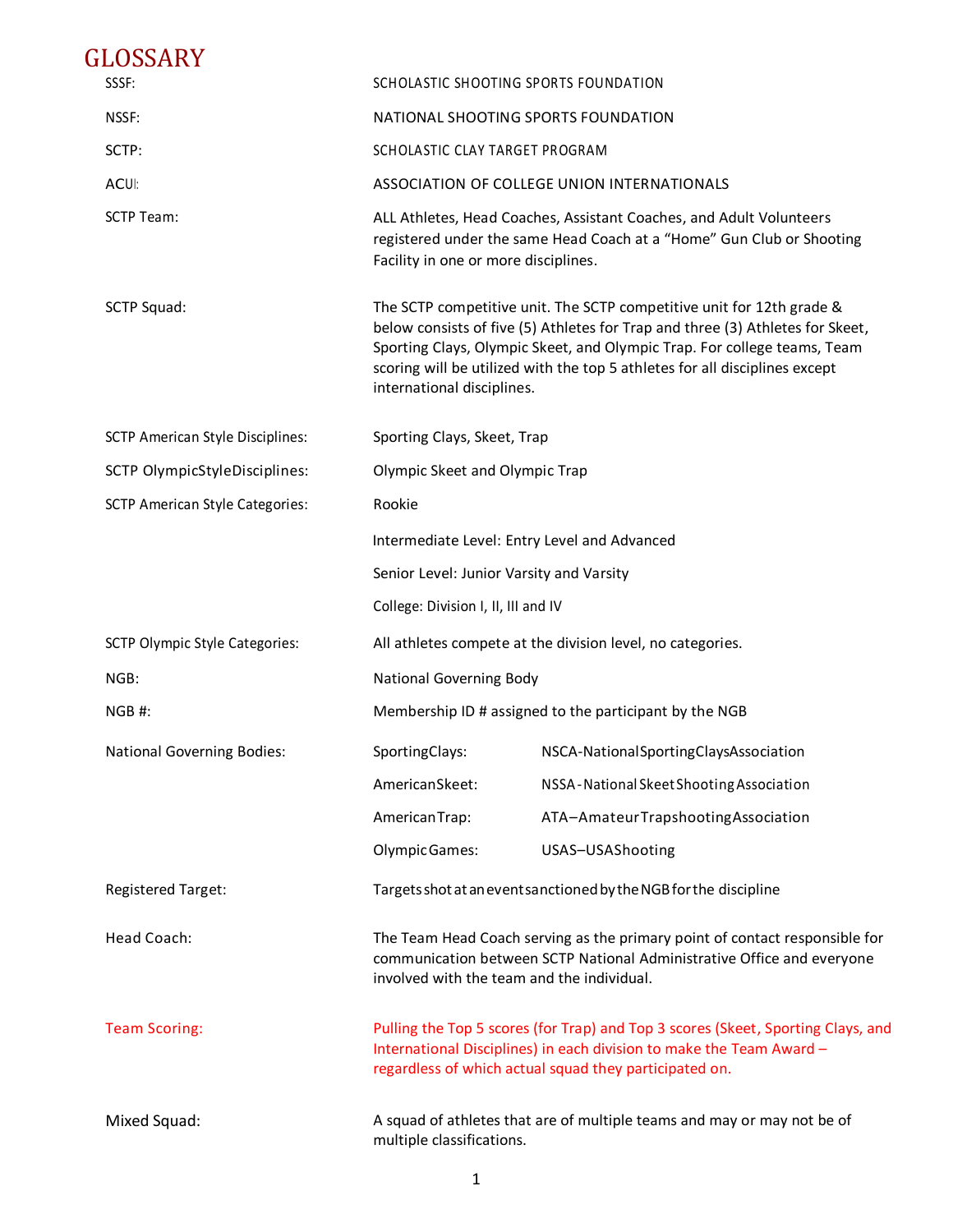# GLOSSARY

| | |
|---|---|
| SSSF: | SCHOLASTIC SHOOTING SPORTS FOUNDATION |
| NSSF: | NATIONAL SHOOTING SPORTS FOUNDATION |
| SCTP: | SCHOLASTIC CLAY TARGET PROGRAM |
| ACUI: | ASSOCIATION OF COLLEGE UNION INTERNATIONALS |
| SCTP Team: | ALL Athletes, Head Coaches, Assistant Coaches, and Adult Volunteers registered under the same Head Coach at a "Home" Gun Club or Shooting Facility in one or more disciplines. |
| SCTP Squad: | The SCTP competitive unit. The SCTP competitive unit for 12th grade & below consists of five (5) Athletes for Trap and three (3) Athletes for Skeet, Sporting Clays, Olympic Skeet, and Olympic Trap. For college teams, Team scoring will be utilized with the top 5 athletes for all disciplines except international disciplines. |
| SCTP American Style Disciplines: | Sporting Clays, Skeet, Trap |
| SCTP OlympicStyleDisciplines: | Olympic Skeet and Olympic Trap |
| SCTP American Style Categories: | Rookie<br>Intermediate Level: Entry Level and Advanced<br>Senior Level: Junior Varsity and Varsity<br>College: Division I, II, III and IV |
| SCTP Olympic Style Categories: | All athletes compete at the division level, no categories. |
| NGB: | National Governing Body |
| NGB #: | Membership ID # assigned to the participant by the NGB |
| National Governing Bodies: | SportingClays: NSCA-NationalSportingClaysAssociation<br>AmericanSkeet: NSSA-National Skeet Shooting Association<br>AmericanTrap: ATA–AmateurTrapshootingAssociation<br>OlympicGames: USAS–USAShooting |
| Registered Target: | Targets shot at an event sanctioned by the NGB for the discipline |
| Head Coach: | The Team Head Coach serving as the primary point of contact responsible for communication between SCTP National Administrative Office and everyone involved with the team and the individual. |
| Team Scoring: | Pulling the Top 5 scores (for Trap) and Top 3 scores (Skeet, Sporting Clays, and International Disciplines) in each division to make the Team Award – regardless of which actual squad they participated on. |
| Mixed Squad: | A squad of athletes that are of multiple teams and may or may not be of multiple classifications. |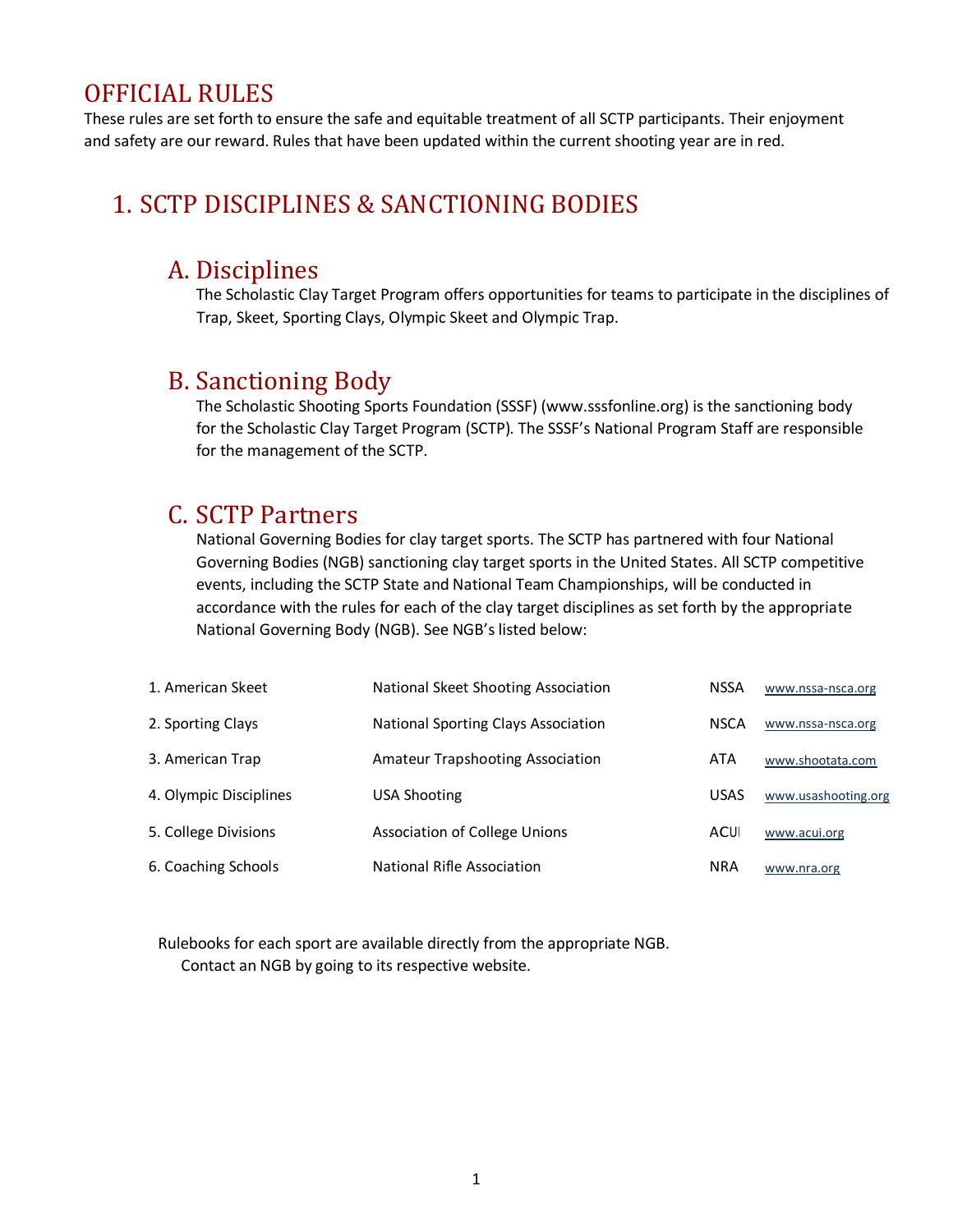# OFFICIAL RULES

These rules are set forth to ensure the safe and equitable treatment of all SCTP participants. Their enjoyment and safety are our reward. Rules that have been updated within the current shooting year are in red.

## 1. SCTP DISCIPLINES & SANCTIONING BODIES

### A. Disciplines

The Scholastic Clay Target Program offers opportunities for teams to participate in the disciplines of Trap, Skeet, Sporting Clays, Olympic Skeet and Olympic Trap.

### B. Sanctioning Body

The Scholastic Shooting Sports Foundation (SSSF) (www.sssfonline.org) is the sanctioning body for the Scholastic Clay Target Program (SCTP). The SSSF's National Program Staff are responsible for the management of the SCTP.

### C. SCTP Partners

National Governing Bodies for clay target sports. The SCTP has partnered with four National Governing Bodies (NGB) sanctioning clay target sports in the United States. All SCTP competitive events, including the SCTP State and National Team Championships, will be conducted in accordance with the rules for each of the clay target disciplines as set forth by the appropriate National Governing Body (NGB). See NGB's listed below:

| | | | |
|---|---|---|---|
| 1. American Skeet | National Skeet Shooting Association | NSSA | www.nssa-nsca.org |
| 2. Sporting Clays | National Sporting Clays Association | NSCA | www.nssa-nsca.org |
| 3. American Trap | Amateur Trapshooting Association | ATA | www.shootata.com |
| 4. Olympic Disciplines | USA Shooting | USAS | www.usashooting.org |
| 5. College Divisions | Association of College Unions | ACUI | www.acui.org |
| 6. Coaching Schools | National Rifle Association | NRA | www.nra.org |

Rulebooks for each sport are available directly from the appropriate NGB.
Contact an NGB by going to its respective website.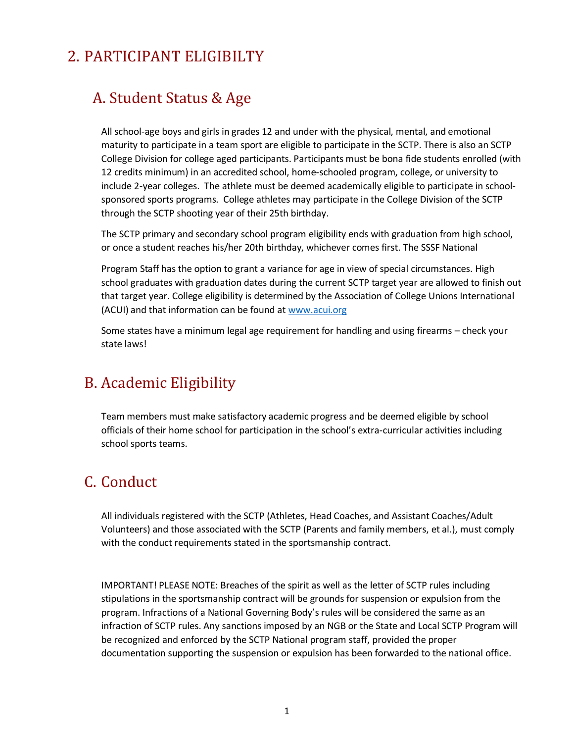# 2. PARTICIPANT ELIGIBILTY

## A. Student Status & Age

All school-age boys and girls in grades 12 and under with the physical, mental, and emotional maturity to participate in a team sport are eligible to participate in the SCTP. There is also an SCTP College Division for college aged participants. Participants must be bona fide students enrolled (with 12 credits minimum) in an accredited school, home-schooled program, college, or university to include 2-year colleges. The athlete must be deemed academically eligible to participate in school-sponsored sports programs. College athletes may participate in the College Division of the SCTP through the SCTP shooting year of their 25th birthday.

The SCTP primary and secondary school program eligibility ends with graduation from high school, or once a student reaches his/her 20th birthday, whichever comes first. The SSSF National

Program Staff has the option to grant a variance for age in view of special circumstances. High school graduates with graduation dates during the current SCTP target year are allowed to finish out that target year. College eligibility is determined by the Association of College Unions International (ACUI) and that information can be found at www.acui.org

Some states have a minimum legal age requirement for handling and using firearms – check your state laws!

## B. Academic Eligibility

Team members must make satisfactory academic progress and be deemed eligible by school officials of their home school for participation in the school's extra-curricular activities including school sports teams.

## C. Conduct

All individuals registered with the SCTP (Athletes, Head Coaches, and Assistant Coaches/Adult Volunteers) and those associated with the SCTP (Parents and family members, et al.), must comply with the conduct requirements stated in the sportsmanship contract.

IMPORTANT! PLEASE NOTE: Breaches of the spirit as well as the letter of SCTP rules including stipulations in the sportsmanship contract will be grounds for suspension or expulsion from the program. Infractions of a National Governing Body's rules will be considered the same as an infraction of SCTP rules. Any sanctions imposed by an NGB or the State and Local SCTP Program will be recognized and enforced by the SCTP National program staff, provided the proper documentation supporting the suspension or expulsion has been forwarded to the national office.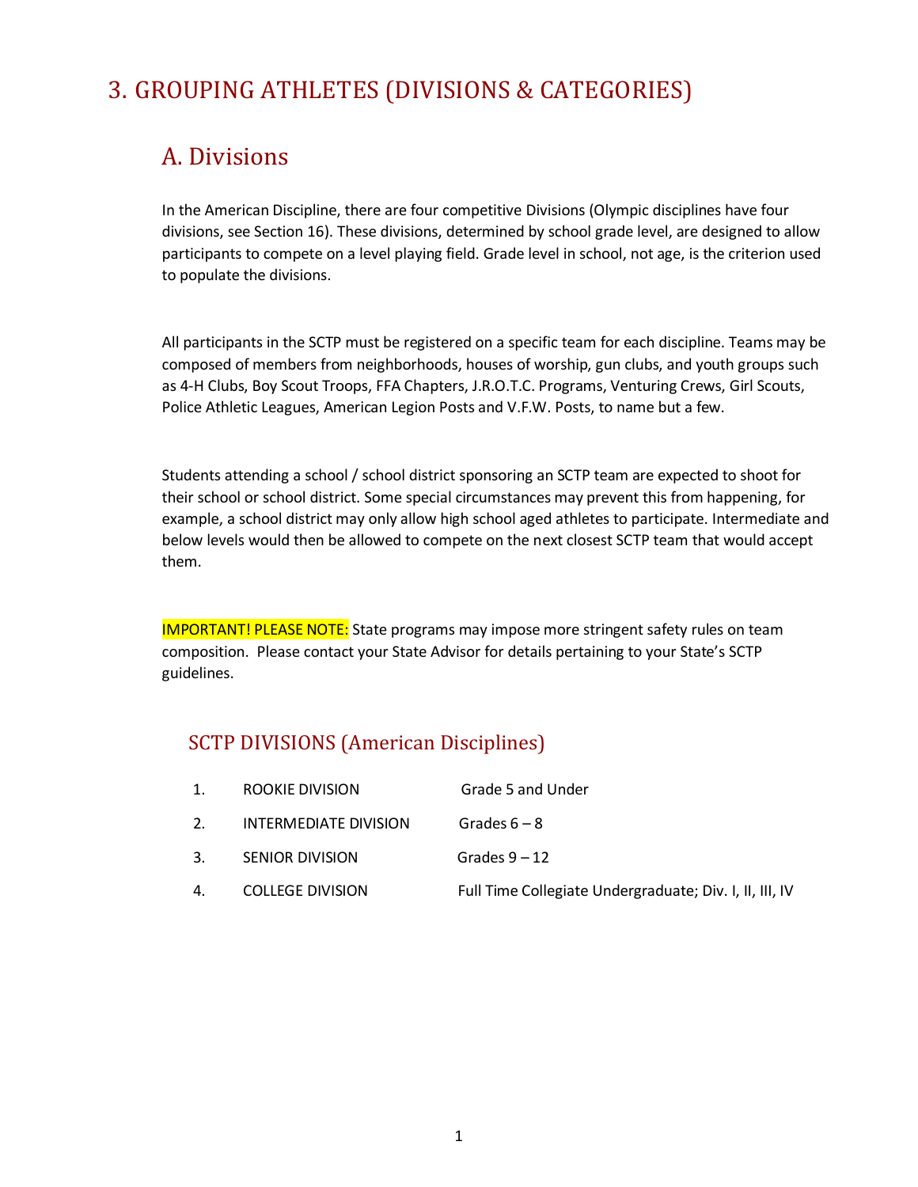# 3. GROUPING ATHLETES (DIVISIONS & CATEGORIES)

## A. Divisions

In the American Discipline, there are four competitive Divisions (Olympic disciplines have four divisions, see Section 16). These divisions, determined by school grade level, are designed to allow participants to compete on a level playing field. Grade level in school, not age, is the criterion used to populate the divisions.

All participants in the SCTP must be registered on a specific team for each discipline. Teams may be composed of members from neighborhoods, houses of worship, gun clubs, and youth groups such as 4-H Clubs, Boy Scout Troops, FFA Chapters, J.R.O.T.C. Programs, Venturing Crews, Girl Scouts, Police Athletic Leagues, American Legion Posts and V.F.W. Posts, to name but a few.

Students attending a school / school district sponsoring an SCTP team are expected to shoot for their school or school district. Some special circumstances may prevent this from happening, for example, a school district may only allow high school aged athletes to participate. Intermediate and below levels would then be allowed to compete on the next closest SCTP team that would accept them.

IMPORTANT! PLEASE NOTE: State programs may impose more stringent safety rules on team composition. Please contact your State Advisor for details pertaining to your State's SCTP guidelines.

### SCTP DIVISIONS (American Disciplines)

1. ROOKIE DIVISION — Grade 5 and Under
2. INTERMEDIATE DIVISION — Grades 6 – 8
3. SENIOR DIVISION — Grades 9 – 12
4. COLLEGE DIVISION — Full Time Collegiate Undergraduate; Div. I, II, III, IV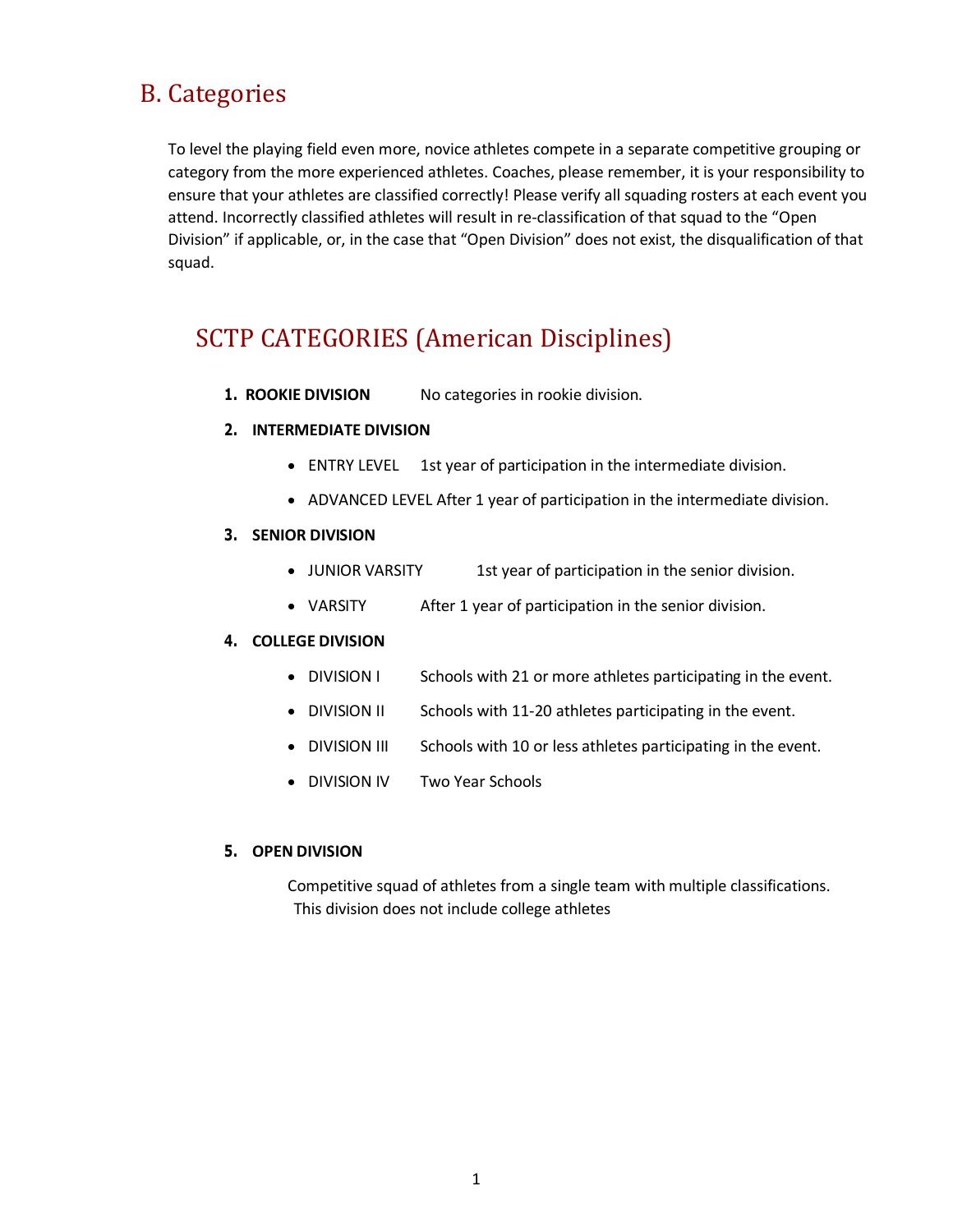## B. Categories

To level the playing field even more, novice athletes compete in a separate competitive grouping or category from the more experienced athletes. Coaches, please remember, it is your responsibility to ensure that your athletes are classified correctly! Please verify all squading rosters at each event you attend. Incorrectly classified athletes will result in re-classification of that squad to the "Open Division" if applicable, or, in the case that "Open Division" does not exist, the disqualification of that squad.

### SCTP CATEGORIES (American Disciplines)

1. **ROOKIE DIVISION** No categories in rookie division.
2. **INTERMEDIATE DIVISION**
   - ENTRY LEVEL 1st year of participation in the intermediate division.
   - ADVANCED LEVEL After 1 year of participation in the intermediate division.
3. **SENIOR DIVISION**
   - JUNIOR VARSITY 1st year of participation in the senior division.
   - VARSITY After 1 year of participation in the senior division.
4. **COLLEGE DIVISION**
   - DIVISION I Schools with 21 or more athletes participating in the event.
   - DIVISION II Schools with 11-20 athletes participating in the event.
   - DIVISION III Schools with 10 or less athletes participating in the event.
   - DIVISION IV Two Year Schools
5. **OPEN DIVISION**

   Competitive squad of athletes from a single team with multiple classifications. This division does not include college athletes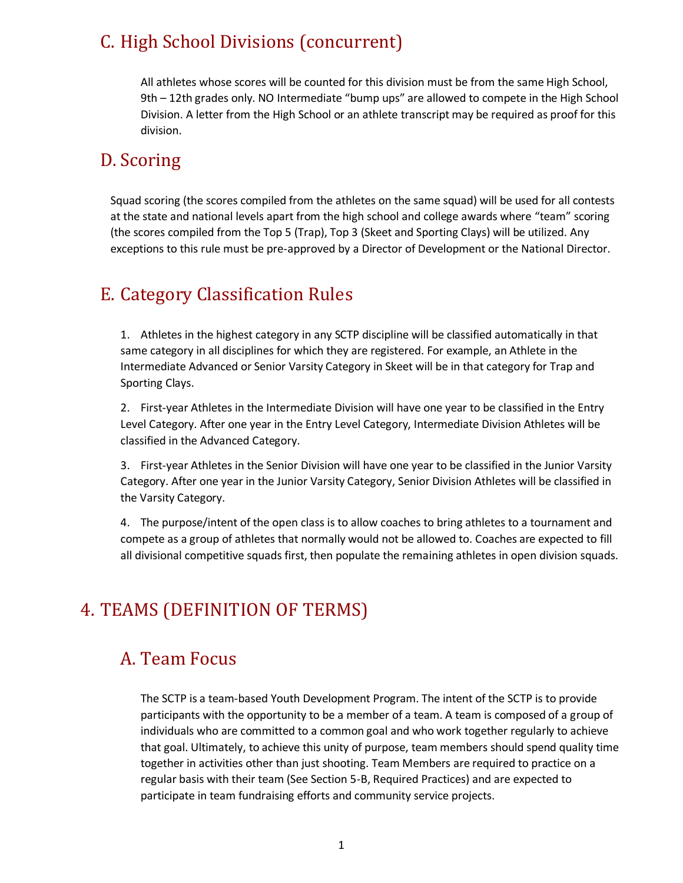## C. High School Divisions (concurrent)

All athletes whose scores will be counted for this division must be from the same High School, 9th – 12th grades only. NO Intermediate "bump ups" are allowed to compete in the High School Division. A letter from the High School or an athlete transcript may be required as proof for this division.

## D. Scoring

Squad scoring (the scores compiled from the athletes on the same squad) will be used for all contests at the state and national levels apart from the high school and college awards where "team" scoring (the scores compiled from the Top 5 (Trap), Top 3 (Skeet and Sporting Clays) will be utilized. Any exceptions to this rule must be pre-approved by a Director of Development or the National Director.

## E. Category Classification Rules

1. Athletes in the highest category in any SCTP discipline will be classified automatically in that same category in all disciplines for which they are registered. For example, an Athlete in the Intermediate Advanced or Senior Varsity Category in Skeet will be in that category for Trap and Sporting Clays.

2. First-year Athletes in the Intermediate Division will have one year to be classified in the Entry Level Category. After one year in the Entry Level Category, Intermediate Division Athletes will be classified in the Advanced Category.

3. First-year Athletes in the Senior Division will have one year to be classified in the Junior Varsity Category. After one year in the Junior Varsity Category, Senior Division Athletes will be classified in the Varsity Category.

4. The purpose/intent of the open class is to allow coaches to bring athletes to a tournament and compete as a group of athletes that normally would not be allowed to. Coaches are expected to fill all divisional competitive squads first, then populate the remaining athletes in open division squads.

# 4. TEAMS (DEFINITION OF TERMS)

## A. Team Focus

The SCTP is a team-based Youth Development Program. The intent of the SCTP is to provide participants with the opportunity to be a member of a team. A team is composed of a group of individuals who are committed to a common goal and who work together regularly to achieve that goal. Ultimately, to achieve this unity of purpose, team members should spend quality time together in activities other than just shooting. Team Members are required to practice on a regular basis with their team (See Section 5-B, Required Practices) and are expected to participate in team fundraising efforts and community service projects.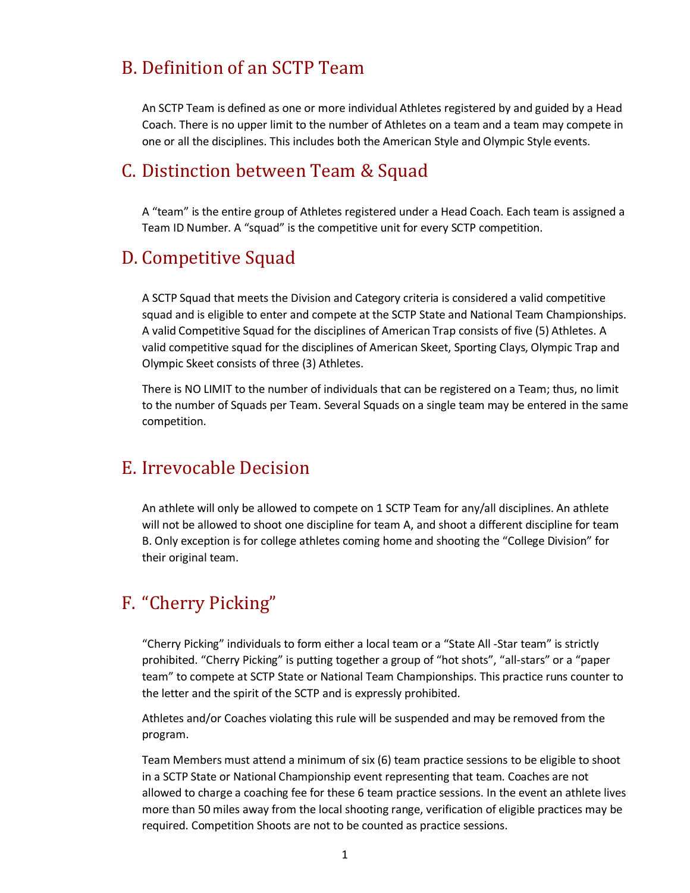## B. Definition of an SCTP Team

An SCTP Team is defined as one or more individual Athletes registered by and guided by a Head Coach. There is no upper limit to the number of Athletes on a team and a team may compete in one or all the disciplines. This includes both the American Style and Olympic Style events.

## C. Distinction between Team & Squad

A "team" is the entire group of Athletes registered under a Head Coach. Each team is assigned a Team ID Number. A "squad" is the competitive unit for every SCTP competition.

## D. Competitive Squad

A SCTP Squad that meets the Division and Category criteria is considered a valid competitive squad and is eligible to enter and compete at the SCTP State and National Team Championships. A valid Competitive Squad for the disciplines of American Trap consists of five (5) Athletes. A valid competitive squad for the disciplines of American Skeet, Sporting Clays, Olympic Trap and Olympic Skeet consists of three (3) Athletes.

There is NO LIMIT to the number of individuals that can be registered on a Team; thus, no limit to the number of Squads per Team. Several Squads on a single team may be entered in the same competition.

## E. Irrevocable Decision

An athlete will only be allowed to compete on 1 SCTP Team for any/all disciplines. An athlete will not be allowed to shoot one discipline for team A, and shoot a different discipline for team B. Only exception is for college athletes coming home and shooting the "College Division" for their original team.

## F. "Cherry Picking"

"Cherry Picking" individuals to form either a local team or a "State All -Star team" is strictly prohibited. "Cherry Picking" is putting together a group of "hot shots", "all-stars" or a "paper team" to compete at SCTP State or National Team Championships. This practice runs counter to the letter and the spirit of the SCTP and is expressly prohibited.

Athletes and/or Coaches violating this rule will be suspended and may be removed from the program.

Team Members must attend a minimum of six (6) team practice sessions to be eligible to shoot in a SCTP State or National Championship event representing that team. Coaches are not allowed to charge a coaching fee for these 6 team practice sessions. In the event an athlete lives more than 50 miles away from the local shooting range, verification of eligible practices may be required. Competition Shoots are not to be counted as practice sessions.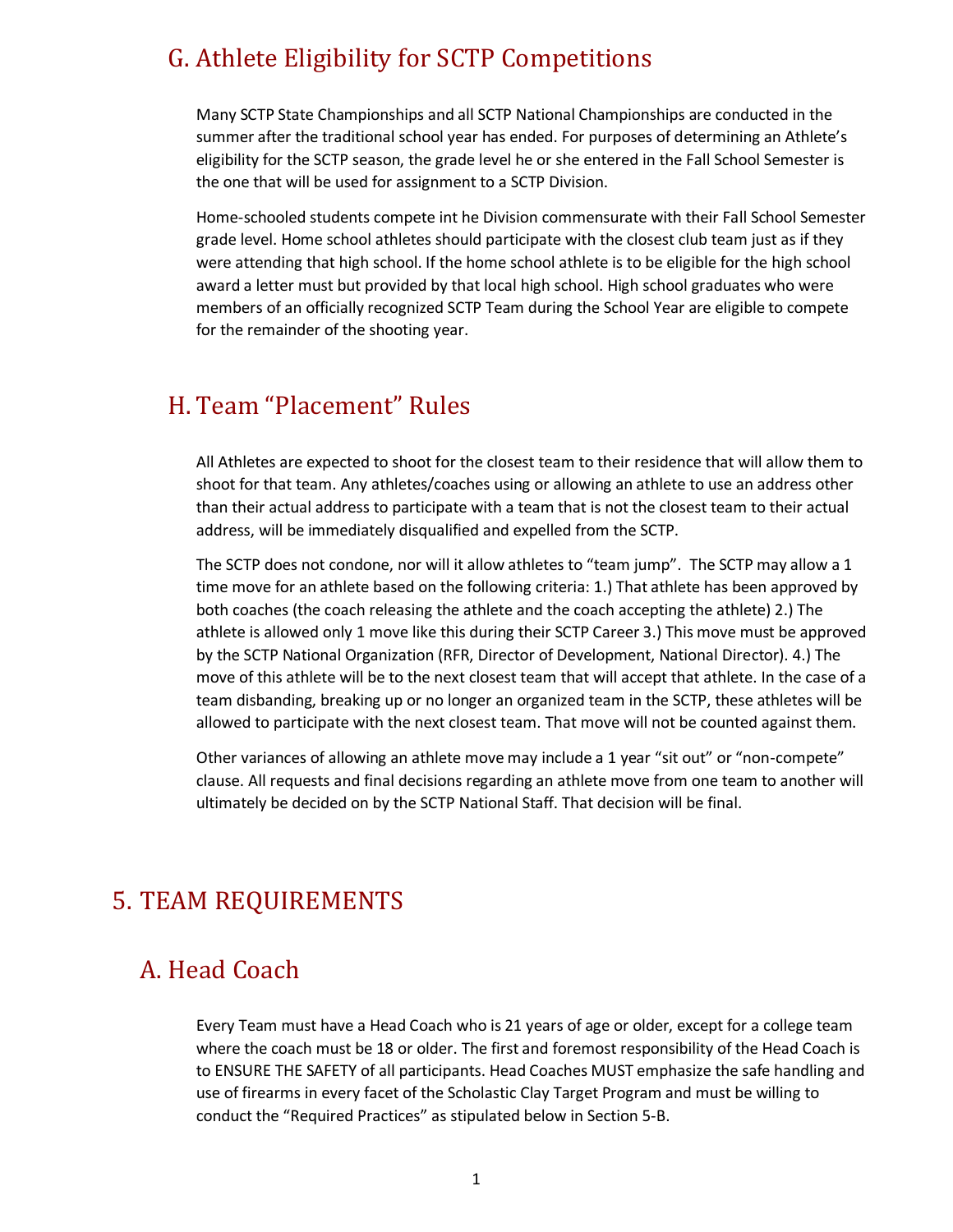## G. Athlete Eligibility for SCTP Competitions

Many SCTP State Championships and all SCTP National Championships are conducted in the summer after the traditional school year has ended. For purposes of determining an Athlete's eligibility for the SCTP season, the grade level he or she entered in the Fall School Semester is the one that will be used for assignment to a SCTP Division.

Home-schooled students compete int he Division commensurate with their Fall School Semester grade level. Home school athletes should participate with the closest club team just as if they were attending that high school. If the home school athlete is to be eligible for the high school award a letter must but provided by that local high school. High school graduates who were members of an officially recognized SCTP Team during the School Year are eligible to compete for the remainder of the shooting year.

## H. Team "Placement" Rules

All Athletes are expected to shoot for the closest team to their residence that will allow them to shoot for that team. Any athletes/coaches using or allowing an athlete to use an address other than their actual address to participate with a team that is not the closest team to their actual address, will be immediately disqualified and expelled from the SCTP.

The SCTP does not condone, nor will it allow athletes to "team jump". The SCTP may allow a 1 time move for an athlete based on the following criteria: 1.) That athlete has been approved by both coaches (the coach releasing the athlete and the coach accepting the athlete) 2.) The athlete is allowed only 1 move like this during their SCTP Career 3.) This move must be approved by the SCTP National Organization (RFR, Director of Development, National Director). 4.) The move of this athlete will be to the next closest team that will accept that athlete. In the case of a team disbanding, breaking up or no longer an organized team in the SCTP, these athletes will be allowed to participate with the next closest team. That move will not be counted against them.

Other variances of allowing an athlete move may include a 1 year "sit out" or "non-compete" clause. All requests and final decisions regarding an athlete move from one team to another will ultimately be decided on by the SCTP National Staff. That decision will be final.

# 5. TEAM REQUIREMENTS

## A. Head Coach

Every Team must have a Head Coach who is 21 years of age or older, except for a college team where the coach must be 18 or older. The first and foremost responsibility of the Head Coach is to ENSURE THE SAFETY of all participants. Head Coaches MUST emphasize the safe handling and use of firearms in every facet of the Scholastic Clay Target Program and must be willing to conduct the "Required Practices" as stipulated below in Section 5-B.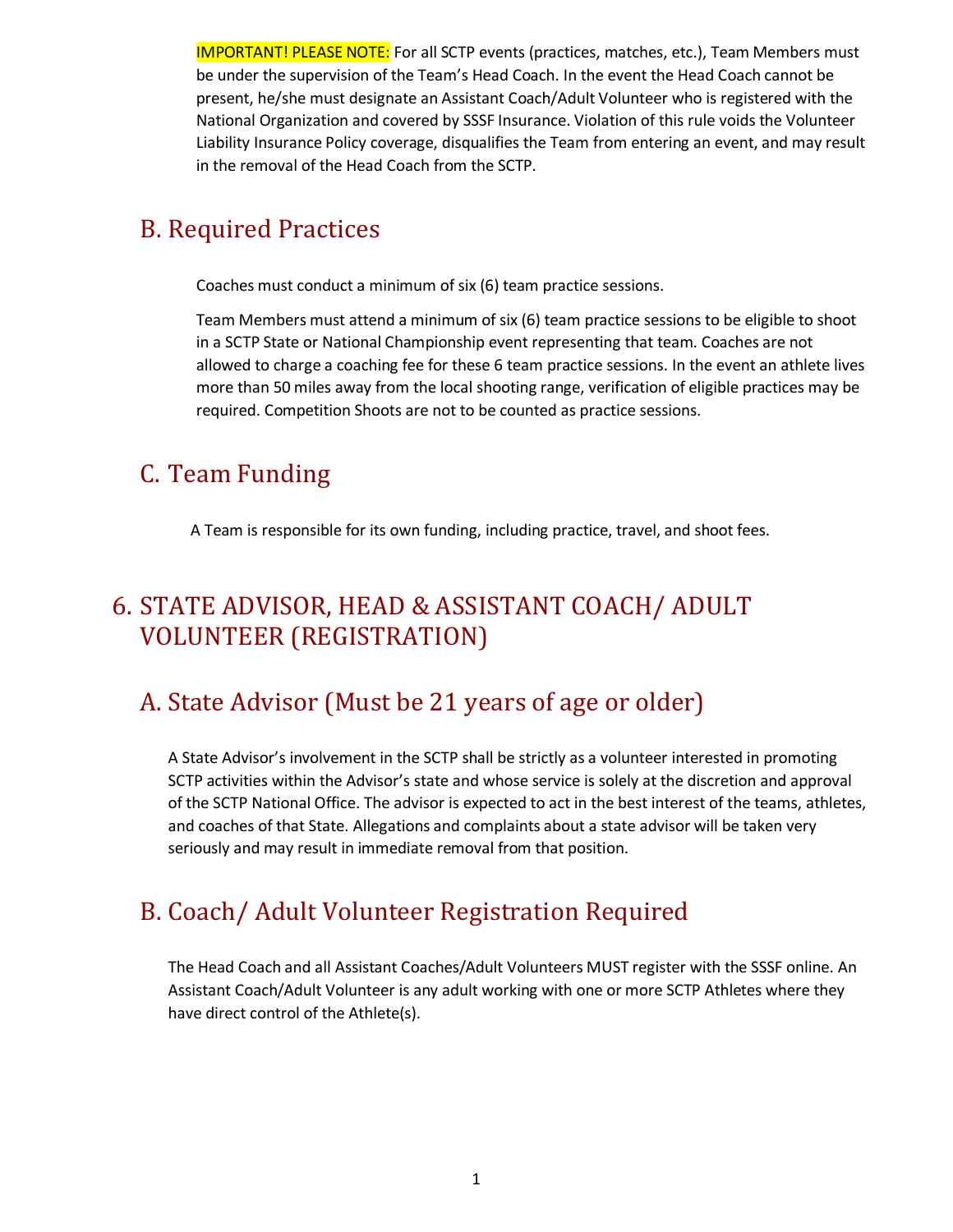**IMPORTANT! PLEASE NOTE:** For all SCTP events (practices, matches, etc.), Team Members must be under the supervision of the Team's Head Coach. In the event the Head Coach cannot be present, he/she must designate an Assistant Coach/Adult Volunteer who is registered with the National Organization and covered by SSSF Insurance. Violation of this rule voids the Volunteer Liability Insurance Policy coverage, disqualifies the Team from entering an event, and may result in the removal of the Head Coach from the SCTP.

## B. Required Practices

Coaches must conduct a minimum of six (6) team practice sessions.

Team Members must attend a minimum of six (6) team practice sessions to be eligible to shoot in a SCTP State or National Championship event representing that team. Coaches are not allowed to charge a coaching fee for these 6 team practice sessions. In the event an athlete lives more than 50 miles away from the local shooting range, verification of eligible practices may be required. Competition Shoots are not to be counted as practice sessions.

## C. Team Funding

A Team is responsible for its own funding, including practice, travel, and shoot fees.

# 6. STATE ADVISOR, HEAD & ASSISTANT COACH/ ADULT VOLUNTEER (REGISTRATION)

## A. State Advisor (Must be 21 years of age or older)

A State Advisor's involvement in the SCTP shall be strictly as a volunteer interested in promoting SCTP activities within the Advisor's state and whose service is solely at the discretion and approval of the SCTP National Office. The advisor is expected to act in the best interest of the teams, athletes, and coaches of that State. Allegations and complaints about a state advisor will be taken very seriously and may result in immediate removal from that position.

## B. Coach/ Adult Volunteer Registration Required

The Head Coach and all Assistant Coaches/Adult Volunteers MUST register with the SSSF online. An Assistant Coach/Adult Volunteer is any adult working with one or more SCTP Athletes where they have direct control of the Athlete(s).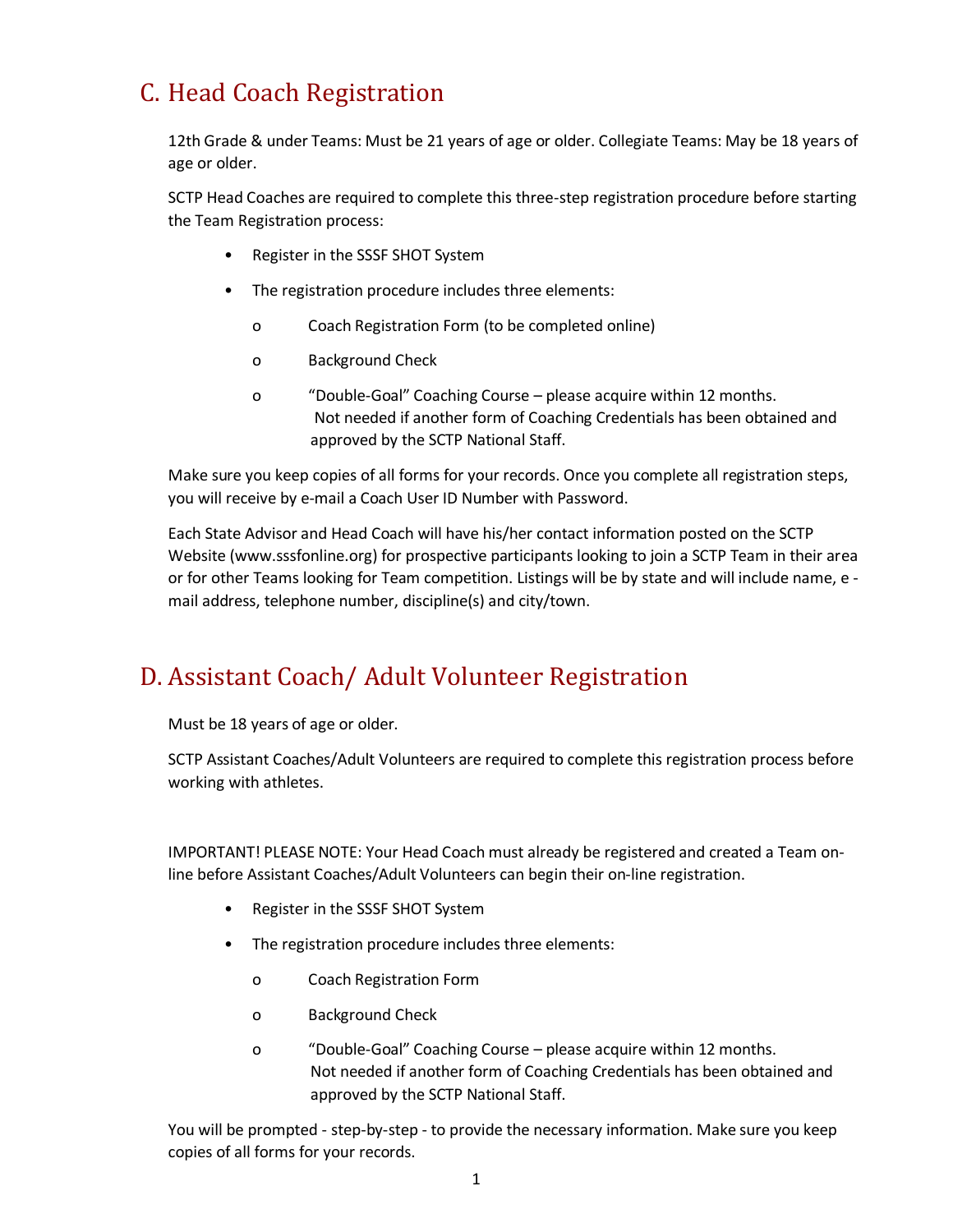## C. Head Coach Registration

12th Grade & under Teams: Must be 21 years of age or older. Collegiate Teams: May be 18 years of age or older.

SCTP Head Coaches are required to complete this three-step registration procedure before starting the Team Registration process:

- Register in the SSSF SHOT System
- The registration procedure includes three elements:
  - Coach Registration Form (to be completed online)
  - Background Check
  - "Double-Goal" Coaching Course – please acquire within 12 months. Not needed if another form of Coaching Credentials has been obtained and approved by the SCTP National Staff.

Make sure you keep copies of all forms for your records. Once you complete all registration steps, you will receive by e-mail a Coach User ID Number with Password.

Each State Advisor and Head Coach will have his/her contact information posted on the SCTP Website (www.sssfonline.org) for prospective participants looking to join a SCTP Team in their area or for other Teams looking for Team competition. Listings will be by state and will include name, e - mail address, telephone number, discipline(s) and city/town.

## D. Assistant Coach/ Adult Volunteer Registration

Must be 18 years of age or older.

SCTP Assistant Coaches/Adult Volunteers are required to complete this registration process before working with athletes.

IMPORTANT! PLEASE NOTE: Your Head Coach must already be registered and created a Team on-line before Assistant Coaches/Adult Volunteers can begin their on-line registration.

- Register in the SSSF SHOT System
- The registration procedure includes three elements:
  - Coach Registration Form
  - Background Check
  - "Double-Goal" Coaching Course – please acquire within 12 months. Not needed if another form of Coaching Credentials has been obtained and approved by the SCTP National Staff.

You will be prompted - step-by-step - to provide the necessary information. Make sure you keep copies of all forms for your records.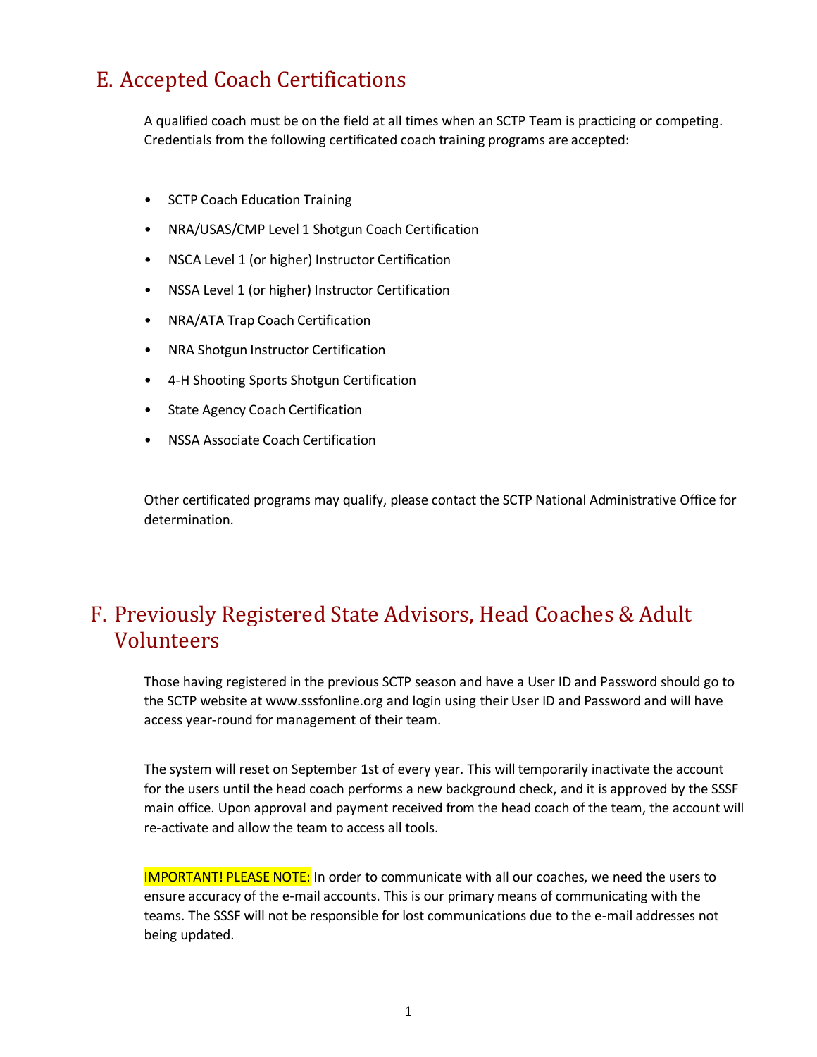## E. Accepted Coach Certifications

A qualified coach must be on the field at all times when an SCTP Team is practicing or competing. Credentials from the following certificated coach training programs are accepted:

- SCTP Coach Education Training
- NRA/USAS/CMP Level 1 Shotgun Coach Certification
- NSCA Level 1 (or higher) Instructor Certification
- NSSA Level 1 (or higher) Instructor Certification
- NRA/ATA Trap Coach Certification
- NRA Shotgun Instructor Certification
- 4-H Shooting Sports Shotgun Certification
- State Agency Coach Certification
- NSSA Associate Coach Certification

Other certificated programs may qualify, please contact the SCTP National Administrative Office for determination.

## F. Previously Registered State Advisors, Head Coaches & Adult Volunteers

Those having registered in the previous SCTP season and have a User ID and Password should go to the SCTP website at www.sssfonline.org and login using their User ID and Password and will have access year-round for management of their team.

The system will reset on September 1st of every year. This will temporarily inactivate the account for the users until the head coach performs a new background check, and it is approved by the SSSF main office. Upon approval and payment received from the head coach of the team, the account will re-activate and allow the team to access all tools.

IMPORTANT! PLEASE NOTE: In order to communicate with all our coaches, we need the users to ensure accuracy of the e-mail accounts. This is our primary means of communicating with the teams. The SSSF will not be responsible for lost communications due to the e-mail addresses not being updated.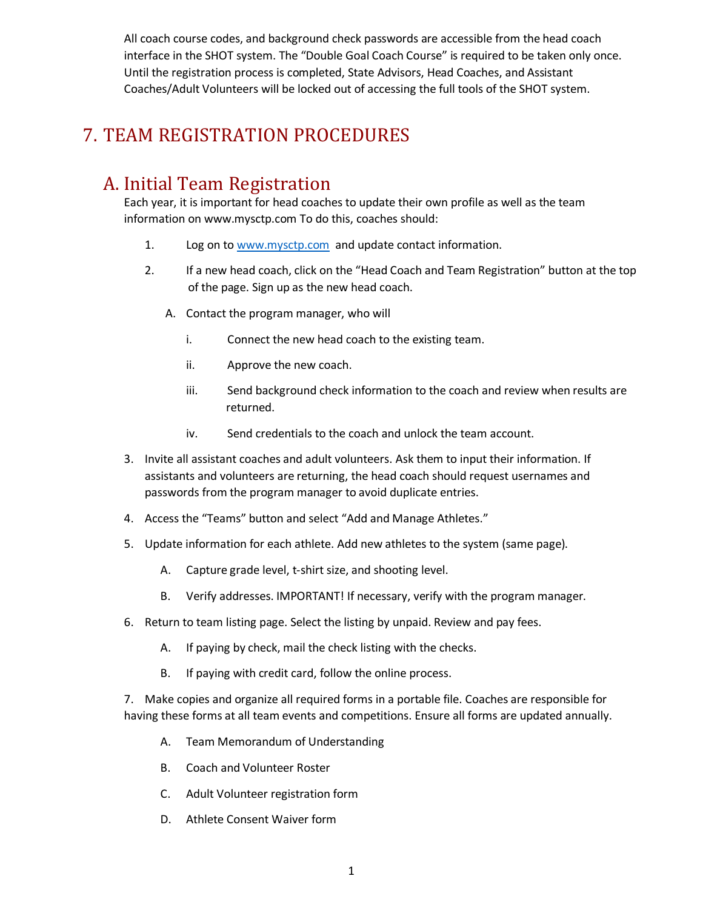All coach course codes, and background check passwords are accessible from the head coach interface in the SHOT system. The "Double Goal Coach Course" is required to be taken only once. Until the registration process is completed, State Advisors, Head Coaches, and Assistant Coaches/Adult Volunteers will be locked out of accessing the full tools of the SHOT system.

# 7. TEAM REGISTRATION PROCEDURES

## A. Initial Team Registration

Each year, it is important for head coaches to update their own profile as well as the team information on www.mysctp.com To do this, coaches should:

1. Log on to www.mysctp.com and update contact information.
2. If a new head coach, click on the "Head Coach and Team Registration" button at the top of the page. Sign up as the new head coach.
   - A. Contact the program manager, who will
     - i. Connect the new head coach to the existing team.
     - ii. Approve the new coach.
     - iii. Send background check information to the coach and review when results are returned.
     - iv. Send credentials to the coach and unlock the team account.
3. Invite all assistant coaches and adult volunteers. Ask them to input their information. If assistants and volunteers are returning, the head coach should request usernames and passwords from the program manager to avoid duplicate entries.
4. Access the "Teams" button and select "Add and Manage Athletes."
5. Update information for each athlete. Add new athletes to the system (same page).
   - A. Capture grade level, t-shirt size, and shooting level.
   - B. Verify addresses. IMPORTANT! If necessary, verify with the program manager.
6. Return to team listing page. Select the listing by unpaid. Review and pay fees.
   - A. If paying by check, mail the check listing with the checks.
   - B. If paying with credit card, follow the online process.
7. Make copies and organize all required forms in a portable file. Coaches are responsible for having these forms at all team events and competitions. Ensure all forms are updated annually.
   - A. Team Memorandum of Understanding
   - B. Coach and Volunteer Roster
   - C. Adult Volunteer registration form
   - D. Athlete Consent Waiver form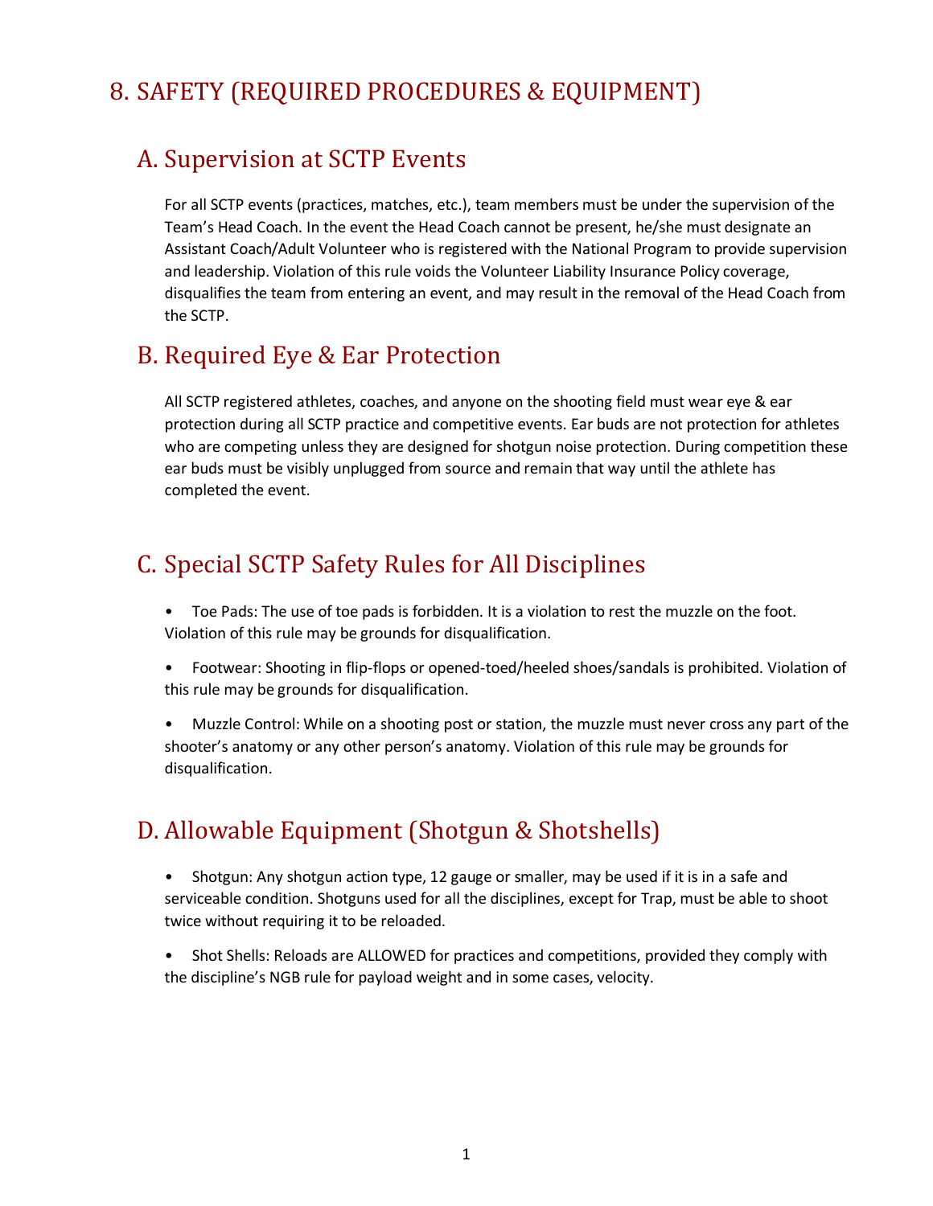# 8. SAFETY (REQUIRED PROCEDURES & EQUIPMENT)

## A. Supervision at SCTP Events

For all SCTP events (practices, matches, etc.), team members must be under the supervision of the Team's Head Coach. In the event the Head Coach cannot be present, he/she must designate an Assistant Coach/Adult Volunteer who is registered with the National Program to provide supervision and leadership. Violation of this rule voids the Volunteer Liability Insurance Policy coverage, disqualifies the team from entering an event, and may result in the removal of the Head Coach from the SCTP.

## B. Required Eye & Ear Protection

All SCTP registered athletes, coaches, and anyone on the shooting field must wear eye & ear protection during all SCTP practice and competitive events. Ear buds are not protection for athletes who are competing unless they are designed for shotgun noise protection. During competition these ear buds must be visibly unplugged from source and remain that way until the athlete has completed the event.

## C. Special SCTP Safety Rules for All Disciplines

- Toe Pads: The use of toe pads is forbidden. It is a violation to rest the muzzle on the foot. Violation of this rule may be grounds for disqualification.
- Footwear: Shooting in flip-flops or opened-toed/heeled shoes/sandals is prohibited. Violation of this rule may be grounds for disqualification.
- Muzzle Control: While on a shooting post or station, the muzzle must never cross any part of the shooter's anatomy or any other person's anatomy. Violation of this rule may be grounds for disqualification.

## D. Allowable Equipment (Shotgun & Shotshells)

- Shotgun: Any shotgun action type, 12 gauge or smaller, may be used if it is in a safe and serviceable condition. Shotguns used for all the disciplines, except for Trap, must be able to shoot twice without requiring it to be reloaded.
- Shot Shells: Reloads are ALLOWED for practices and competitions, provided they comply with the discipline's NGB rule for payload weight and in some cases, velocity.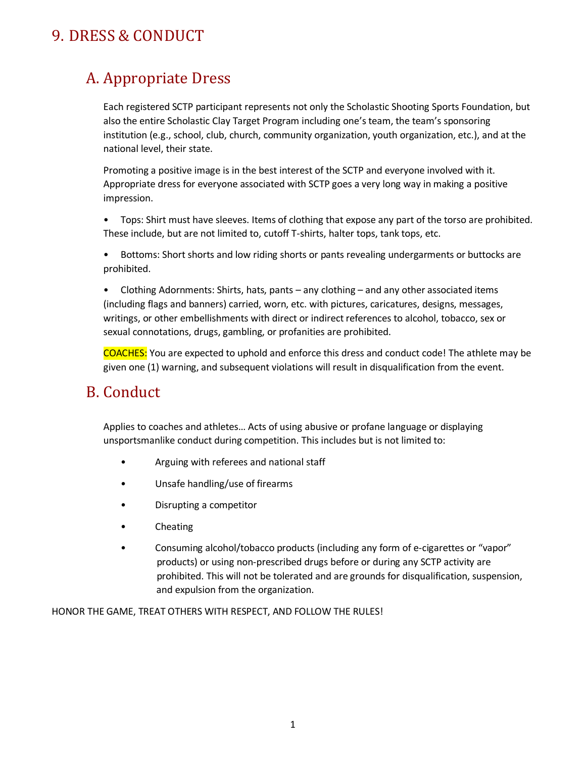# 9. DRESS & CONDUCT

## A. Appropriate Dress

Each registered SCTP participant represents not only the Scholastic Shooting Sports Foundation, but also the entire Scholastic Clay Target Program including one's team, the team's sponsoring institution (e.g., school, club, church, community organization, youth organization, etc.), and at the national level, their state.

Promoting a positive image is in the best interest of the SCTP and everyone involved with it. Appropriate dress for everyone associated with SCTP goes a very long way in making a positive impression.

- Tops: Shirt must have sleeves. Items of clothing that expose any part of the torso are prohibited. These include, but are not limited to, cutoff T-shirts, halter tops, tank tops, etc.
- Bottoms: Short shorts and low riding shorts or pants revealing undergarments or buttocks are prohibited.
- Clothing Adornments: Shirts, hats, pants – any clothing – and any other associated items (including flags and banners) carried, worn, etc. with pictures, caricatures, designs, messages, writings, or other embellishments with direct or indirect references to alcohol, tobacco, sex or sexual connotations, drugs, gambling, or profanities are prohibited.

COACHES: You are expected to uphold and enforce this dress and conduct code! The athlete may be given one (1) warning, and subsequent violations will result in disqualification from the event.

## B. Conduct

Applies to coaches and athletes… Acts of using abusive or profane language or displaying unsportsmanlike conduct during competition. This includes but is not limited to:

- Arguing with referees and national staff
- Unsafe handling/use of firearms
- Disrupting a competitor
- Cheating
- Consuming alcohol/tobacco products (including any form of e-cigarettes or "vapor" products) or using non-prescribed drugs before or during any SCTP activity are prohibited. This will not be tolerated and are grounds for disqualification, suspension, and expulsion from the organization.

HONOR THE GAME, TREAT OTHERS WITH RESPECT, AND FOLLOW THE RULES!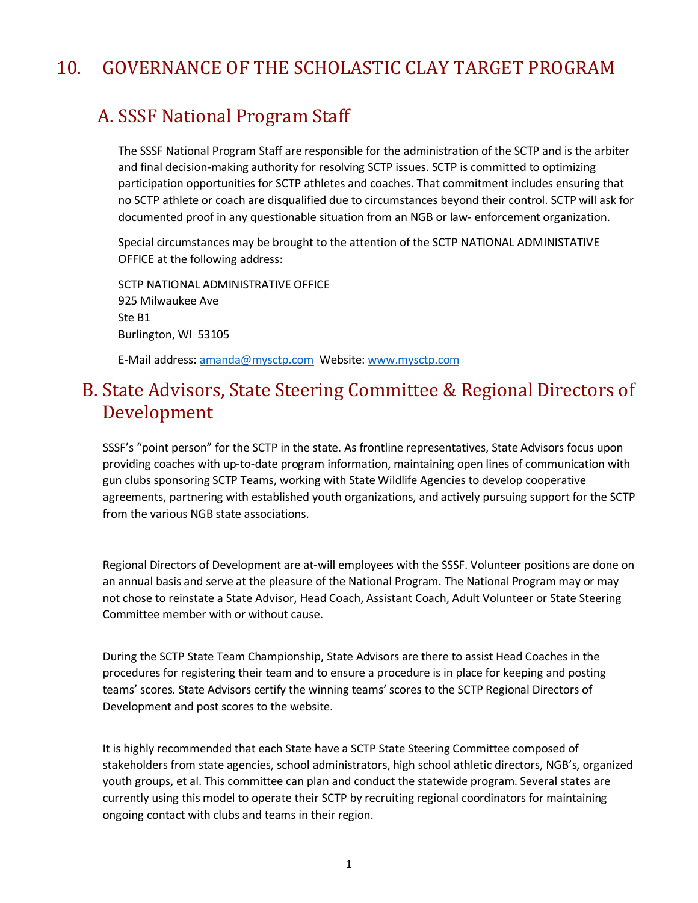# 10. GOVERNANCE OF THE SCHOLASTIC CLAY TARGET PROGRAM

## A. SSSF National Program Staff

The SSSF National Program Staff are responsible for the administration of the SCTP and is the arbiter and final decision-making authority for resolving SCTP issues. SCTP is committed to optimizing participation opportunities for SCTP athletes and coaches. That commitment includes ensuring that no SCTP athlete or coach are disqualified due to circumstances beyond their control. SCTP will ask for documented proof in any questionable situation from an NGB or law- enforcement organization.

Special circumstances may be brought to the attention of the SCTP NATIONAL ADMINISTATIVE OFFICE at the following address:

SCTP NATIONAL ADMINISTRATIVE OFFICE
925 Milwaukee Ave
Ste B1
Burlington, WI 53105

E-Mail address: amanda@mysctp.com Website: www.mysctp.com

## B. State Advisors, State Steering Committee & Regional Directors of Development

SSSF's "point person" for the SCTP in the state. As frontline representatives, State Advisors focus upon providing coaches with up-to-date program information, maintaining open lines of communication with gun clubs sponsoring SCTP Teams, working with State Wildlife Agencies to develop cooperative agreements, partnering with established youth organizations, and actively pursuing support for the SCTP from the various NGB state associations.

Regional Directors of Development are at-will employees with the SSSF. Volunteer positions are done on an annual basis and serve at the pleasure of the National Program. The National Program may or may not chose to reinstate a State Advisor, Head Coach, Assistant Coach, Adult Volunteer or State Steering Committee member with or without cause.

During the SCTP State Team Championship, State Advisors are there to assist Head Coaches in the procedures for registering their team and to ensure a procedure is in place for keeping and posting teams' scores. State Advisors certify the winning teams' scores to the SCTP Regional Directors of Development and post scores to the website.

It is highly recommended that each State have a SCTP State Steering Committee composed of stakeholders from state agencies, school administrators, high school athletic directors, NGB's, organized youth groups, et al. This committee can plan and conduct the statewide program. Several states are currently using this model to operate their SCTP by recruiting regional coordinators for maintaining ongoing contact with clubs and teams in their region.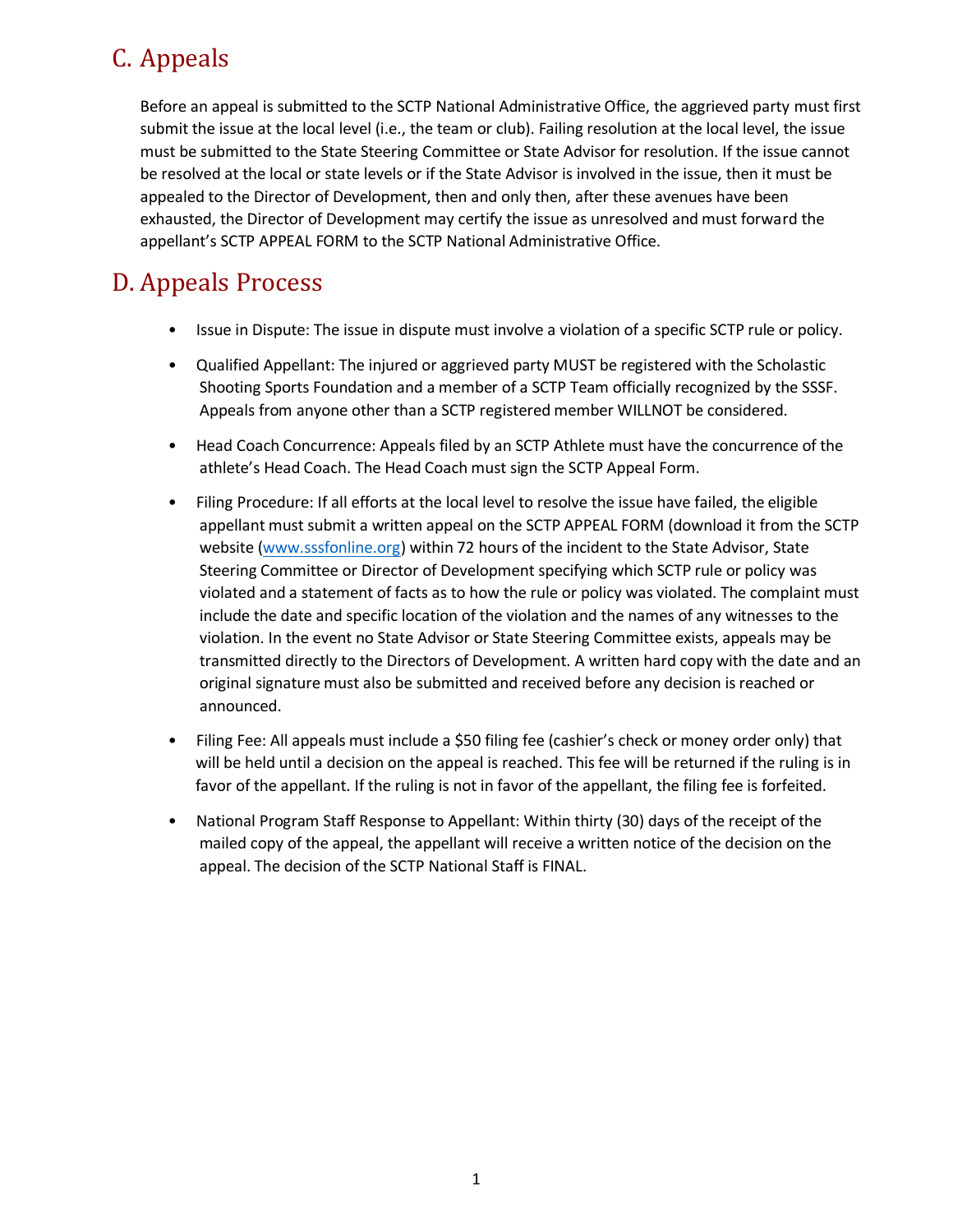## C. Appeals

Before an appeal is submitted to the SCTP National Administrative Office, the aggrieved party must first submit the issue at the local level (i.e., the team or club). Failing resolution at the local level, the issue must be submitted to the State Steering Committee or State Advisor for resolution. If the issue cannot be resolved at the local or state levels or if the State Advisor is involved in the issue, then it must be appealed to the Director of Development, then and only then, after these avenues have been exhausted, the Director of Development may certify the issue as unresolved and must forward the appellant's SCTP APPEAL FORM to the SCTP National Administrative Office.

## D. Appeals Process

- Issue in Dispute: The issue in dispute must involve a violation of a specific SCTP rule or policy.
- Qualified Appellant: The injured or aggrieved party MUST be registered with the Scholastic Shooting Sports Foundation and a member of a SCTP Team officially recognized by the SSSF. Appeals from anyone other than a SCTP registered member WILLNOT be considered.
- Head Coach Concurrence: Appeals filed by an SCTP Athlete must have the concurrence of the athlete's Head Coach. The Head Coach must sign the SCTP Appeal Form.
- Filing Procedure: If all efforts at the local level to resolve the issue have failed, the eligible appellant must submit a written appeal on the SCTP APPEAL FORM (download it from the SCTP website (www.sssfonline.org) within 72 hours of the incident to the State Advisor, State Steering Committee or Director of Development specifying which SCTP rule or policy was violated and a statement of facts as to how the rule or policy was violated. The complaint must include the date and specific location of the violation and the names of any witnesses to the violation. In the event no State Advisor or State Steering Committee exists, appeals may be transmitted directly to the Directors of Development. A written hard copy with the date and an original signature must also be submitted and received before any decision is reached or announced.
- Filing Fee: All appeals must include a $50 filing fee (cashier's check or money order only) that will be held until a decision on the appeal is reached. This fee will be returned if the ruling is in favor of the appellant. If the ruling is not in favor of the appellant, the filing fee is forfeited.
- National Program Staff Response to Appellant: Within thirty (30) days of the receipt of the mailed copy of the appeal, the appellant will receive a written notice of the decision on the appeal. The decision of the SCTP National Staff is FINAL.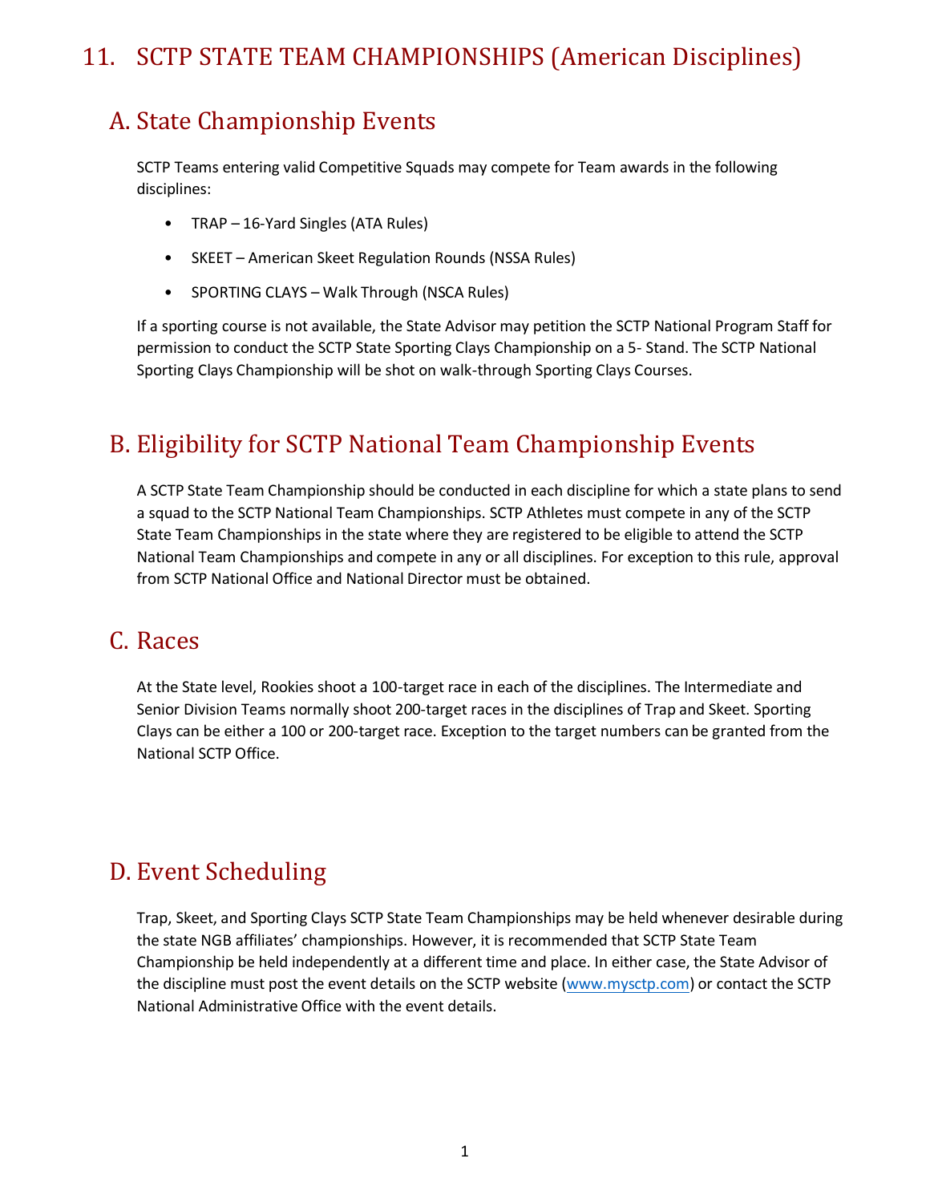# 11. SCTP STATE TEAM CHAMPIONSHIPS (American Disciplines)

## A. State Championship Events

SCTP Teams entering valid Competitive Squads may compete for Team awards in the following disciplines:

- TRAP – 16-Yard Singles (ATA Rules)
- SKEET – American Skeet Regulation Rounds (NSSA Rules)
- SPORTING CLAYS – Walk Through (NSCA Rules)

If a sporting course is not available, the State Advisor may petition the SCTP National Program Staff for permission to conduct the SCTP State Sporting Clays Championship on a 5- Stand. The SCTP National Sporting Clays Championship will be shot on walk-through Sporting Clays Courses.

## B. Eligibility for SCTP National Team Championship Events

A SCTP State Team Championship should be conducted in each discipline for which a state plans to send a squad to the SCTP National Team Championships. SCTP Athletes must compete in any of the SCTP State Team Championships in the state where they are registered to be eligible to attend the SCTP National Team Championships and compete in any or all disciplines. For exception to this rule, approval from SCTP National Office and National Director must be obtained.

## C. Races

At the State level, Rookies shoot a 100-target race in each of the disciplines. The Intermediate and Senior Division Teams normally shoot 200-target races in the disciplines of Trap and Skeet. Sporting Clays can be either a 100 or 200-target race. Exception to the target numbers can be granted from the National SCTP Office.

## D. Event Scheduling

Trap, Skeet, and Sporting Clays SCTP State Team Championships may be held whenever desirable during the state NGB affiliates' championships. However, it is recommended that SCTP State Team Championship be held independently at a different time and place. In either case, the State Advisor of the discipline must post the event details on the SCTP website (www.mysctp.com) or contact the SCTP National Administrative Office with the event details.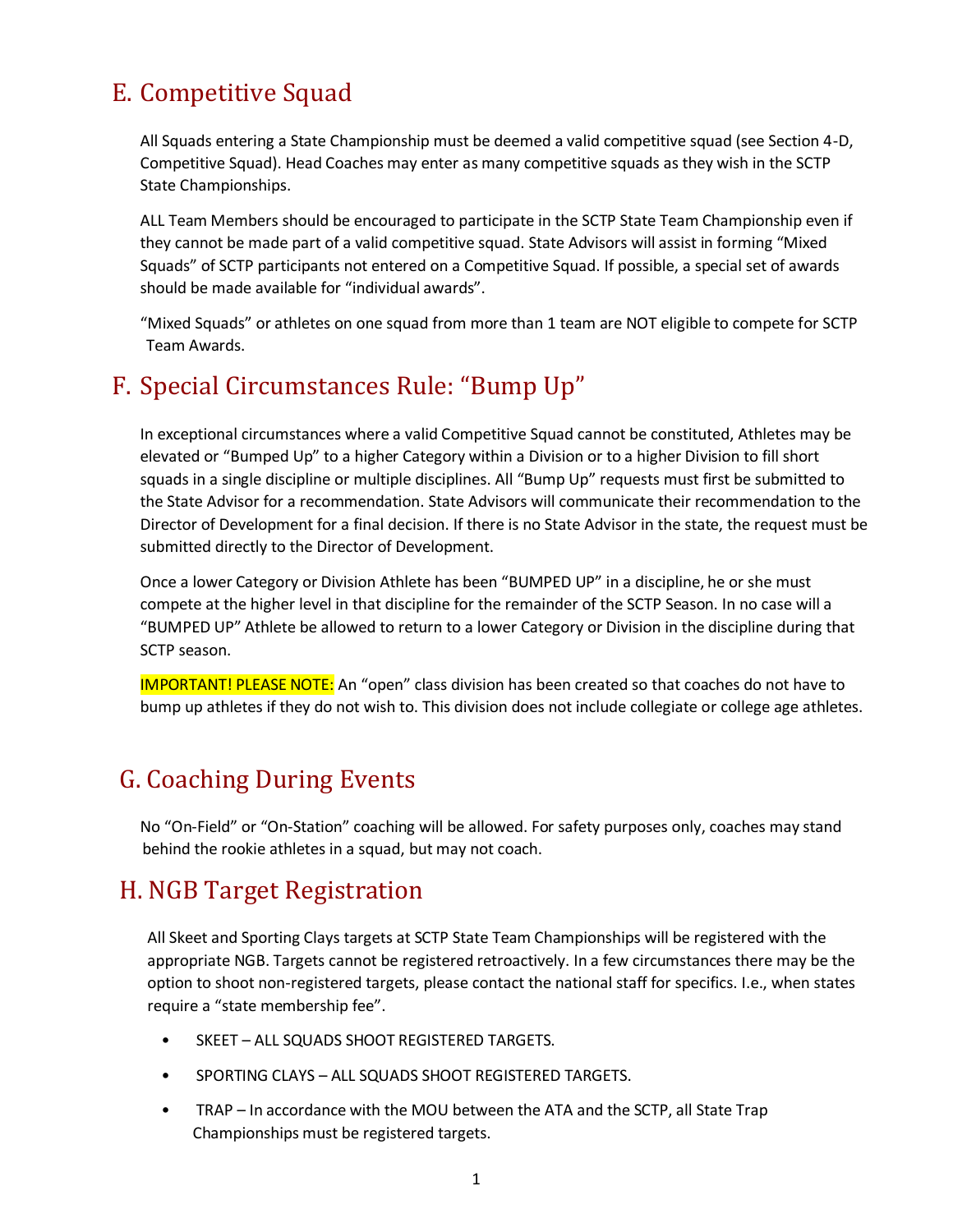## E. Competitive Squad

All Squads entering a State Championship must be deemed a valid competitive squad (see Section 4-D, Competitive Squad). Head Coaches may enter as many competitive squads as they wish in the SCTP State Championships.

ALL Team Members should be encouraged to participate in the SCTP State Team Championship even if they cannot be made part of a valid competitive squad. State Advisors will assist in forming "Mixed Squads" of SCTP participants not entered on a Competitive Squad. If possible, a special set of awards should be made available for "individual awards".

"Mixed Squads" or athletes on one squad from more than 1 team are NOT eligible to compete for SCTP Team Awards.

## F. Special Circumstances Rule: "Bump Up"

In exceptional circumstances where a valid Competitive Squad cannot be constituted, Athletes may be elevated or "Bumped Up" to a higher Category within a Division or to a higher Division to fill short squads in a single discipline or multiple disciplines. All "Bump Up" requests must first be submitted to the State Advisor for a recommendation. State Advisors will communicate their recommendation to the Director of Development for a final decision. If there is no State Advisor in the state, the request must be submitted directly to the Director of Development.

Once a lower Category or Division Athlete has been "BUMPED UP" in a discipline, he or she must compete at the higher level in that discipline for the remainder of the SCTP Season. In no case will a "BUMPED UP" Athlete be allowed to return to a lower Category or Division in the discipline during that SCTP season.

IMPORTANT! PLEASE NOTE: An "open" class division has been created so that coaches do not have to bump up athletes if they do not wish to. This division does not include collegiate or college age athletes.

## G. Coaching During Events

No "On-Field" or "On-Station" coaching will be allowed. For safety purposes only, coaches may stand behind the rookie athletes in a squad, but may not coach.

## H. NGB Target Registration

All Skeet and Sporting Clays targets at SCTP State Team Championships will be registered with the appropriate NGB. Targets cannot be registered retroactively. In a few circumstances there may be the option to shoot non-registered targets, please contact the national staff for specifics. I.e., when states require a "state membership fee".

- SKEET – ALL SQUADS SHOOT REGISTERED TARGETS.
- SPORTING CLAYS – ALL SQUADS SHOOT REGISTERED TARGETS.
- TRAP – In accordance with the MOU between the ATA and the SCTP, all State Trap Championships must be registered targets.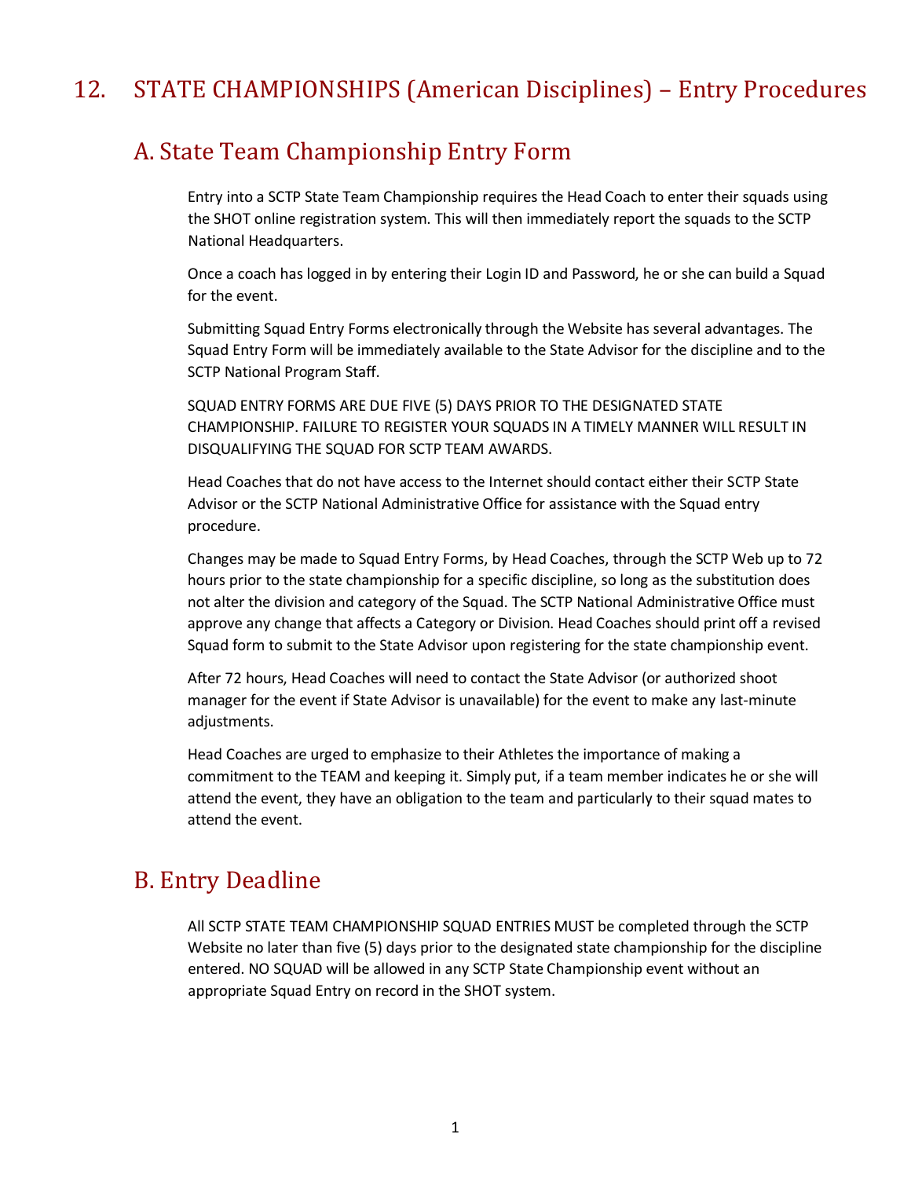# 12. STATE CHAMPIONSHIPS (American Disciplines) – Entry Procedures

## A. State Team Championship Entry Form

Entry into a SCTP State Team Championship requires the Head Coach to enter their squads using the SHOT online registration system. This will then immediately report the squads to the SCTP National Headquarters.

Once a coach has logged in by entering their Login ID and Password, he or she can build a Squad for the event.

Submitting Squad Entry Forms electronically through the Website has several advantages. The Squad Entry Form will be immediately available to the State Advisor for the discipline and to the SCTP National Program Staff.

SQUAD ENTRY FORMS ARE DUE FIVE (5) DAYS PRIOR TO THE DESIGNATED STATE CHAMPIONSHIP. FAILURE TO REGISTER YOUR SQUADS IN A TIMELY MANNER WILL RESULT IN DISQUALIFYING THE SQUAD FOR SCTP TEAM AWARDS.

Head Coaches that do not have access to the Internet should contact either their SCTP State Advisor or the SCTP National Administrative Office for assistance with the Squad entry procedure.

Changes may be made to Squad Entry Forms, by Head Coaches, through the SCTP Web up to 72 hours prior to the state championship for a specific discipline, so long as the substitution does not alter the division and category of the Squad. The SCTP National Administrative Office must approve any change that affects a Category or Division. Head Coaches should print off a revised Squad form to submit to the State Advisor upon registering for the state championship event.

After 72 hours, Head Coaches will need to contact the State Advisor (or authorized shoot manager for the event if State Advisor is unavailable) for the event to make any last-minute adjustments.

Head Coaches are urged to emphasize to their Athletes the importance of making a commitment to the TEAM and keeping it. Simply put, if a team member indicates he or she will attend the event, they have an obligation to the team and particularly to their squad mates to attend the event.

## B. Entry Deadline

All SCTP STATE TEAM CHAMPIONSHIP SQUAD ENTRIES MUST be completed through the SCTP Website no later than five (5) days prior to the designated state championship for the discipline entered. NO SQUAD will be allowed in any SCTP State Championship event without an appropriate Squad Entry on record in the SHOT system.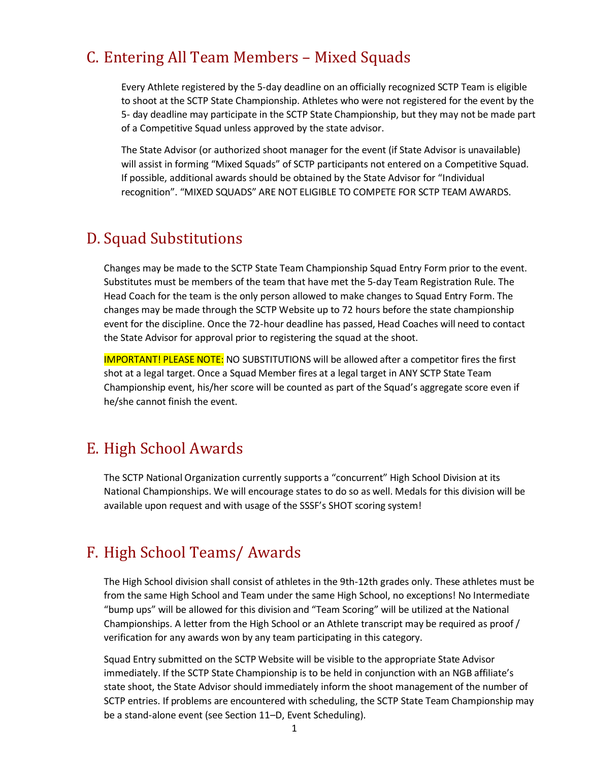## C. Entering All Team Members – Mixed Squads

Every Athlete registered by the 5-day deadline on an officially recognized SCTP Team is eligible to shoot at the SCTP State Championship. Athletes who were not registered for the event by the 5- day deadline may participate in the SCTP State Championship, but they may not be made part of a Competitive Squad unless approved by the state advisor.

The State Advisor (or authorized shoot manager for the event (if State Advisor is unavailable) will assist in forming "Mixed Squads" of SCTP participants not entered on a Competitive Squad. If possible, additional awards should be obtained by the State Advisor for "Individual recognition". "MIXED SQUADS" ARE NOT ELIGIBLE TO COMPETE FOR SCTP TEAM AWARDS.

## D. Squad Substitutions

Changes may be made to the SCTP State Team Championship Squad Entry Form prior to the event. Substitutes must be members of the team that have met the 5-day Team Registration Rule. The Head Coach for the team is the only person allowed to make changes to Squad Entry Form. The changes may be made through the SCTP Website up to 72 hours before the state championship event for the discipline. Once the 72-hour deadline has passed, Head Coaches will need to contact the State Advisor for approval prior to registering the squad at the shoot.

IMPORTANT! PLEASE NOTE: NO SUBSTITUTIONS will be allowed after a competitor fires the first shot at a legal target. Once a Squad Member fires at a legal target in ANY SCTP State Team Championship event, his/her score will be counted as part of the Squad's aggregate score even if he/she cannot finish the event.

## E. High School Awards

The SCTP National Organization currently supports a "concurrent" High School Division at its National Championships. We will encourage states to do so as well. Medals for this division will be available upon request and with usage of the SSSF's SHOT scoring system!

## F. High School Teams/ Awards

The High School division shall consist of athletes in the 9th-12th grades only. These athletes must be from the same High School and Team under the same High School, no exceptions! No Intermediate "bump ups" will be allowed for this division and "Team Scoring" will be utilized at the National Championships. A letter from the High School or an Athlete transcript may be required as proof / verification for any awards won by any team participating in this category.

Squad Entry submitted on the SCTP Website will be visible to the appropriate State Advisor immediately. If the SCTP State Championship is to be held in conjunction with an NGB affiliate's state shoot, the State Advisor should immediately inform the shoot management of the number of SCTP entries. If problems are encountered with scheduling, the SCTP State Team Championship may be a stand-alone event (see Section 11–D, Event Scheduling).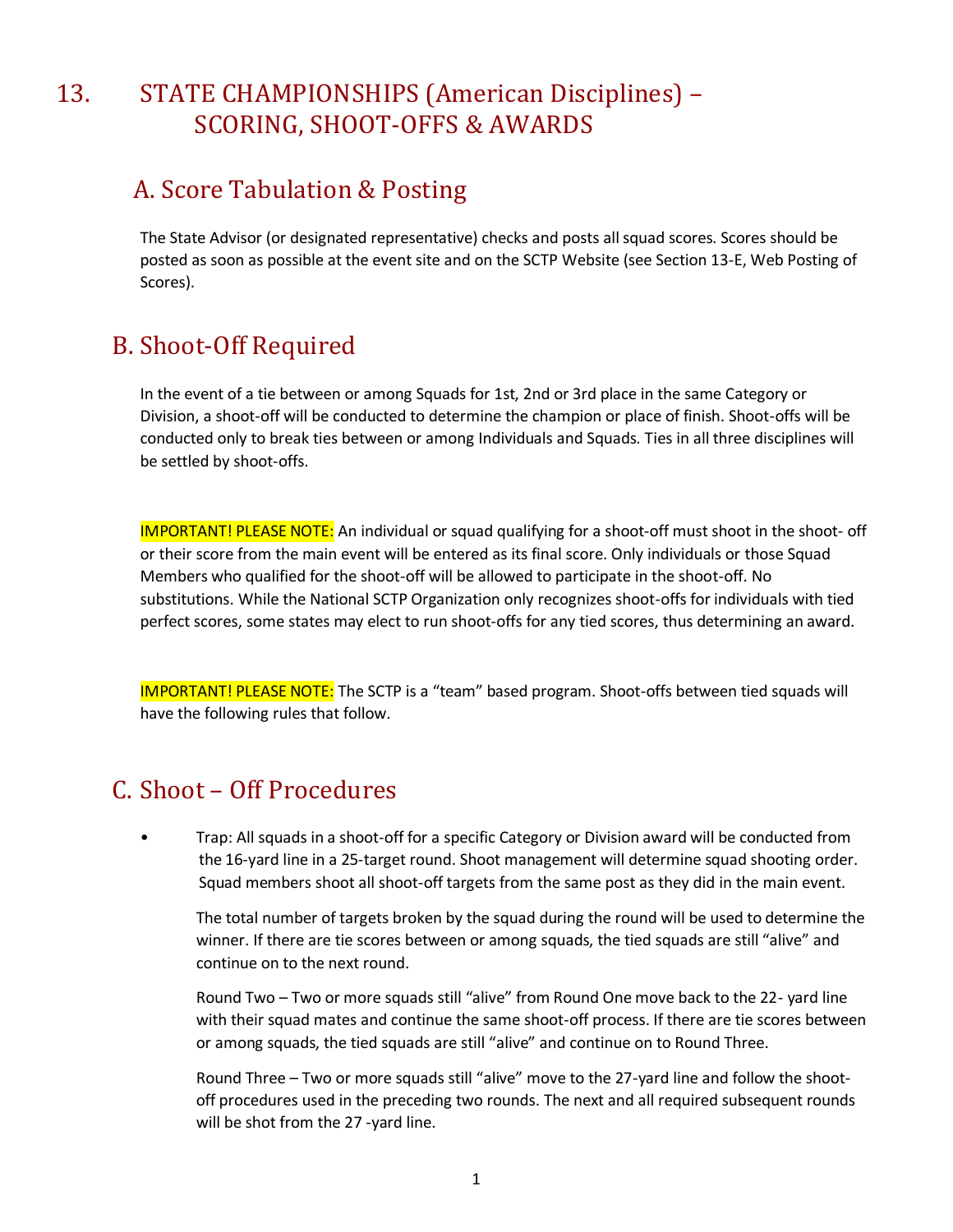# 13. STATE CHAMPIONSHIPS (American Disciplines) – SCORING, SHOOT-OFFS & AWARDS

## A. Score Tabulation & Posting

The State Advisor (or designated representative) checks and posts all squad scores. Scores should be posted as soon as possible at the event site and on the SCTP Website (see Section 13-E, Web Posting of Scores).

## B. Shoot-Off Required

In the event of a tie between or among Squads for 1st, 2nd or 3rd place in the same Category or Division, a shoot-off will be conducted to determine the champion or place of finish. Shoot-offs will be conducted only to break ties between or among Individuals and Squads. Ties in all three disciplines will be settled by shoot-offs.

IMPORTANT! PLEASE NOTE: An individual or squad qualifying for a shoot-off must shoot in the shoot- off or their score from the main event will be entered as its final score. Only individuals or those Squad Members who qualified for the shoot-off will be allowed to participate in the shoot-off. No substitutions. While the National SCTP Organization only recognizes shoot-offs for individuals with tied perfect scores, some states may elect to run shoot-offs for any tied scores, thus determining an award.

IMPORTANT! PLEASE NOTE: The SCTP is a "team" based program. Shoot-offs between tied squads will have the following rules that follow.

## C. Shoot – Off Procedures

- Trap: All squads in a shoot-off for a specific Category or Division award will be conducted from the 16-yard line in a 25-target round. Shoot management will determine squad shooting order. Squad members shoot all shoot-off targets from the same post as they did in the main event.

  The total number of targets broken by the squad during the round will be used to determine the winner. If there are tie scores between or among squads, the tied squads are still "alive" and continue on to the next round.

  Round Two – Two or more squads still "alive" from Round One move back to the 22- yard line with their squad mates and continue the same shoot-off process. If there are tie scores between or among squads, the tied squads are still "alive" and continue on to Round Three.

  Round Three – Two or more squads still "alive" move to the 27-yard line and follow the shoot-off procedures used in the preceding two rounds. The next and all required subsequent rounds will be shot from the 27 -yard line.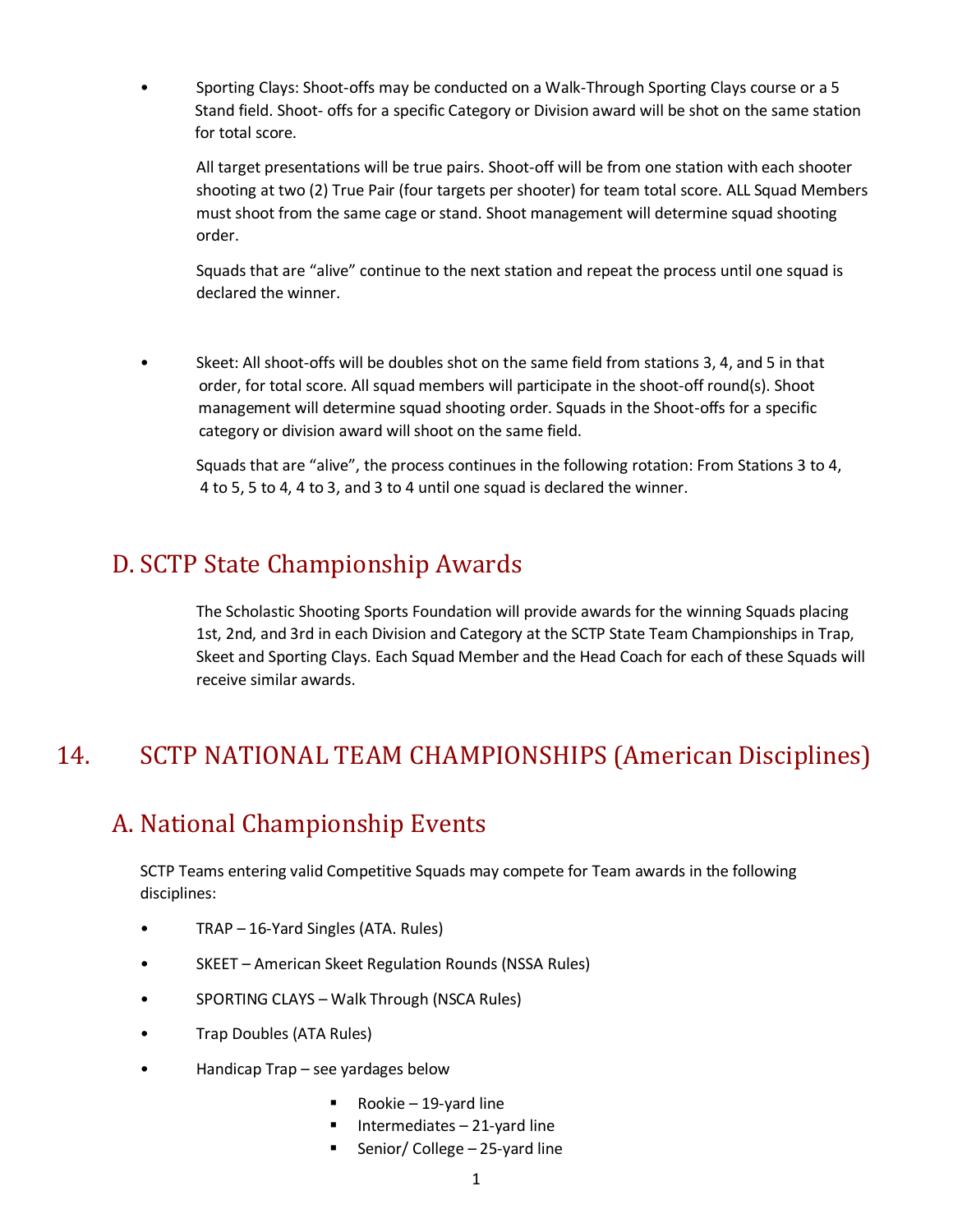- Sporting Clays: Shoot-offs may be conducted on a Walk-Through Sporting Clays course or a 5 Stand field. Shoot- offs for a specific Category or Division award will be shot on the same station for total score.

  All target presentations will be true pairs. Shoot-off will be from one station with each shooter shooting at two (2) True Pair (four targets per shooter) for team total score. ALL Squad Members must shoot from the same cage or stand. Shoot management will determine squad shooting order.

  Squads that are "alive" continue to the next station and repeat the process until one squad is declared the winner.

- Skeet: All shoot-offs will be doubles shot on the same field from stations 3, 4, and 5 in that order, for total score. All squad members will participate in the shoot-off round(s). Shoot management will determine squad shooting order. Squads in the Shoot-offs for a specific category or division award will shoot on the same field.

  Squads that are "alive", the process continues in the following rotation: From Stations 3 to 4, 4 to 5, 5 to 4, 4 to 3, and 3 to 4 until one squad is declared the winner.

## D. SCTP State Championship Awards

The Scholastic Shooting Sports Foundation will provide awards for the winning Squads placing 1st, 2nd, and 3rd in each Division and Category at the SCTP State Team Championships in Trap, Skeet and Sporting Clays. Each Squad Member and the Head Coach for each of these Squads will receive similar awards.

# 14. SCTP NATIONAL TEAM CHAMPIONSHIPS (American Disciplines)

## A. National Championship Events

SCTP Teams entering valid Competitive Squads may compete for Team awards in the following disciplines:

- TRAP – 16-Yard Singles (ATA. Rules)
- SKEET – American Skeet Regulation Rounds (NSSA Rules)
- SPORTING CLAYS – Walk Through (NSCA Rules)
- Trap Doubles (ATA Rules)
- Handicap Trap – see yardages below
  - Rookie – 19-yard line
  - Intermediates – 21-yard line
  - Senior/ College – 25-yard line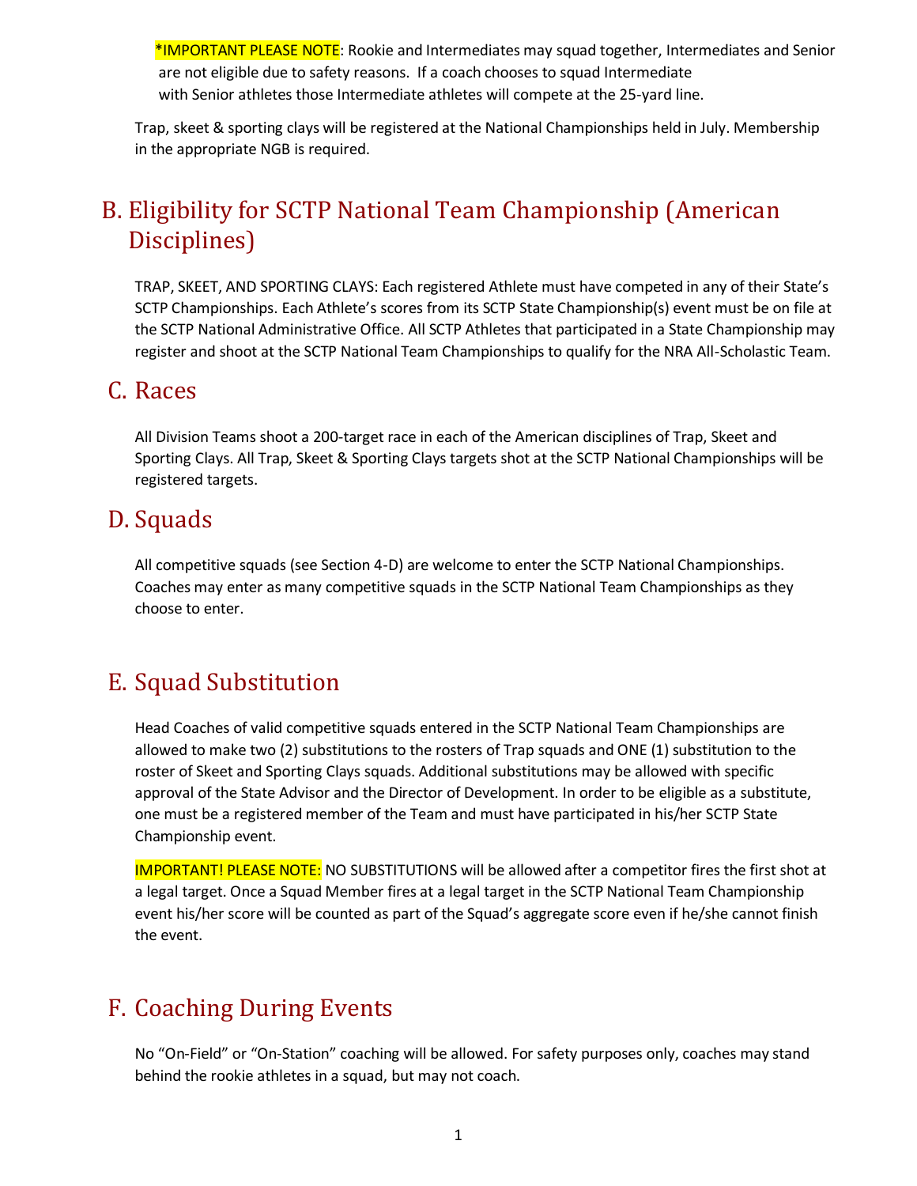*IMPORTANT PLEASE NOTE: Rookie and Intermediates may squad together, Intermediates and Senior are not eligible due to safety reasons. If a coach chooses to squad Intermediate with Senior athletes those Intermediate athletes will compete at the 25-yard line.

Trap, skeet & sporting clays will be registered at the National Championships held in July. Membership in the appropriate NGB is required.

## B. Eligibility for SCTP National Team Championship (American Disciplines)

TRAP, SKEET, AND SPORTING CLAYS: Each registered Athlete must have competed in any of their State's SCTP Championships. Each Athlete's scores from its SCTP State Championship(s) event must be on file at the SCTP National Administrative Office. All SCTP Athletes that participated in a State Championship may register and shoot at the SCTP National Team Championships to qualify for the NRA All-Scholastic Team.

## C. Races

All Division Teams shoot a 200-target race in each of the American disciplines of Trap, Skeet and Sporting Clays. All Trap, Skeet & Sporting Clays targets shot at the SCTP National Championships will be registered targets.

## D. Squads

All competitive squads (see Section 4-D) are welcome to enter the SCTP National Championships. Coaches may enter as many competitive squads in the SCTP National Team Championships as they choose to enter.

## E. Squad Substitution

Head Coaches of valid competitive squads entered in the SCTP National Team Championships are allowed to make two (2) substitutions to the rosters of Trap squads and ONE (1) substitution to the roster of Skeet and Sporting Clays squads. Additional substitutions may be allowed with specific approval of the State Advisor and the Director of Development. In order to be eligible as a substitute, one must be a registered member of the Team and must have participated in his/her SCTP State Championship event.

IMPORTANT! PLEASE NOTE: NO SUBSTITUTIONS will be allowed after a competitor fires the first shot at a legal target. Once a Squad Member fires at a legal target in the SCTP National Team Championship event his/her score will be counted as part of the Squad's aggregate score even if he/she cannot finish the event.

## F. Coaching During Events

No "On-Field" or "On-Station" coaching will be allowed. For safety purposes only, coaches may stand behind the rookie athletes in a squad, but may not coach.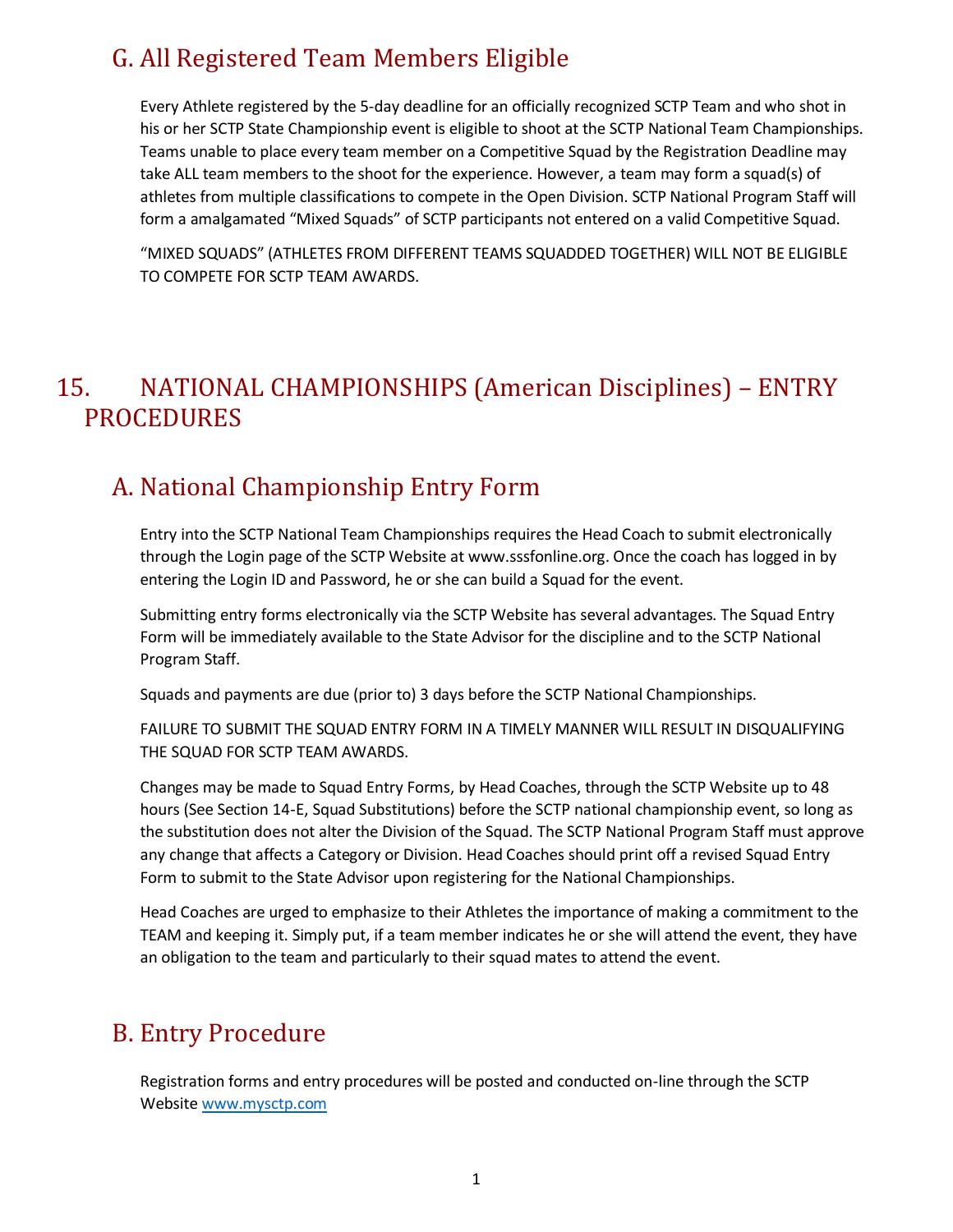## G. All Registered Team Members Eligible

Every Athlete registered by the 5-day deadline for an officially recognized SCTP Team and who shot in his or her SCTP State Championship event is eligible to shoot at the SCTP National Team Championships. Teams unable to place every team member on a Competitive Squad by the Registration Deadline may take ALL team members to the shoot for the experience. However, a team may form a squad(s) of athletes from multiple classifications to compete in the Open Division. SCTP National Program Staff will form a amalgamated "Mixed Squads" of SCTP participants not entered on a valid Competitive Squad.

"MIXED SQUADS" (ATHLETES FROM DIFFERENT TEAMS SQUADDED TOGETHER) WILL NOT BE ELIGIBLE TO COMPETE FOR SCTP TEAM AWARDS.

# 15. NATIONAL CHAMPIONSHIPS (American Disciplines) – ENTRY PROCEDURES

## A. National Championship Entry Form

Entry into the SCTP National Team Championships requires the Head Coach to submit electronically through the Login page of the SCTP Website at www.sssfonline.org. Once the coach has logged in by entering the Login ID and Password, he or she can build a Squad for the event.

Submitting entry forms electronically via the SCTP Website has several advantages. The Squad Entry Form will be immediately available to the State Advisor for the discipline and to the SCTP National Program Staff.

Squads and payments are due (prior to) 3 days before the SCTP National Championships.

FAILURE TO SUBMIT THE SQUAD ENTRY FORM IN A TIMELY MANNER WILL RESULT IN DISQUALIFYING THE SQUAD FOR SCTP TEAM AWARDS.

Changes may be made to Squad Entry Forms, by Head Coaches, through the SCTP Website up to 48 hours (See Section 14-E, Squad Substitutions) before the SCTP national championship event, so long as the substitution does not alter the Division of the Squad. The SCTP National Program Staff must approve any change that affects a Category or Division. Head Coaches should print off a revised Squad Entry Form to submit to the State Advisor upon registering for the National Championships.

Head Coaches are urged to emphasize to their Athletes the importance of making a commitment to the TEAM and keeping it. Simply put, if a team member indicates he or she will attend the event, they have an obligation to the team and particularly to their squad mates to attend the event.

## B. Entry Procedure

Registration forms and entry procedures will be posted and conducted on-line through the SCTP Website [www.mysctp.com](www.mysctp.com)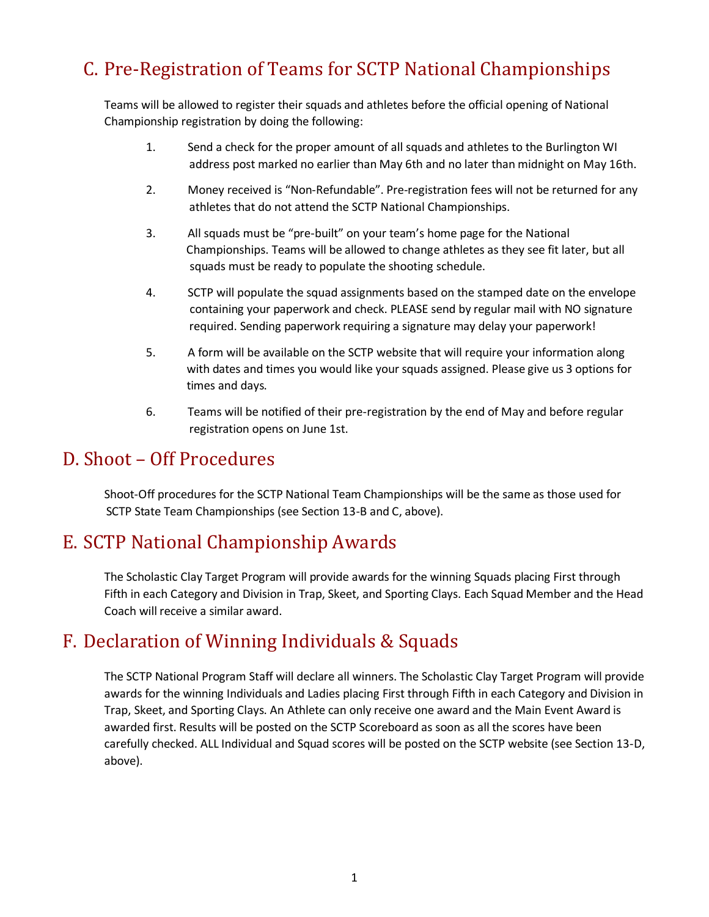## C. Pre-Registration of Teams for SCTP National Championships

Teams will be allowed to register their squads and athletes before the official opening of National Championship registration by doing the following:

1. Send a check for the proper amount of all squads and athletes to the Burlington WI address post marked no earlier than May 6th and no later than midnight on May 16th.
2. Money received is "Non-Refundable". Pre-registration fees will not be returned for any athletes that do not attend the SCTP National Championships.
3. All squads must be "pre-built" on your team's home page for the National Championships. Teams will be allowed to change athletes as they see fit later, but all squads must be ready to populate the shooting schedule.
4. SCTP will populate the squad assignments based on the stamped date on the envelope containing your paperwork and check. PLEASE send by regular mail with NO signature required. Sending paperwork requiring a signature may delay your paperwork!
5. A form will be available on the SCTP website that will require your information along with dates and times you would like your squads assigned. Please give us 3 options for times and days.
6. Teams will be notified of their pre-registration by the end of May and before regular registration opens on June 1st.

## D. Shoot – Off Procedures

Shoot-Off procedures for the SCTP National Team Championships will be the same as those used for SCTP State Team Championships (see Section 13-B and C, above).

## E. SCTP National Championship Awards

The Scholastic Clay Target Program will provide awards for the winning Squads placing First through Fifth in each Category and Division in Trap, Skeet, and Sporting Clays. Each Squad Member and the Head Coach will receive a similar award.

## F. Declaration of Winning Individuals & Squads

The SCTP National Program Staff will declare all winners. The Scholastic Clay Target Program will provide awards for the winning Individuals and Ladies placing First through Fifth in each Category and Division in Trap, Skeet, and Sporting Clays. An Athlete can only receive one award and the Main Event Award is awarded first. Results will be posted on the SCTP Scoreboard as soon as all the scores have been carefully checked. ALL Individual and Squad scores will be posted on the SCTP website (see Section 13-D, above).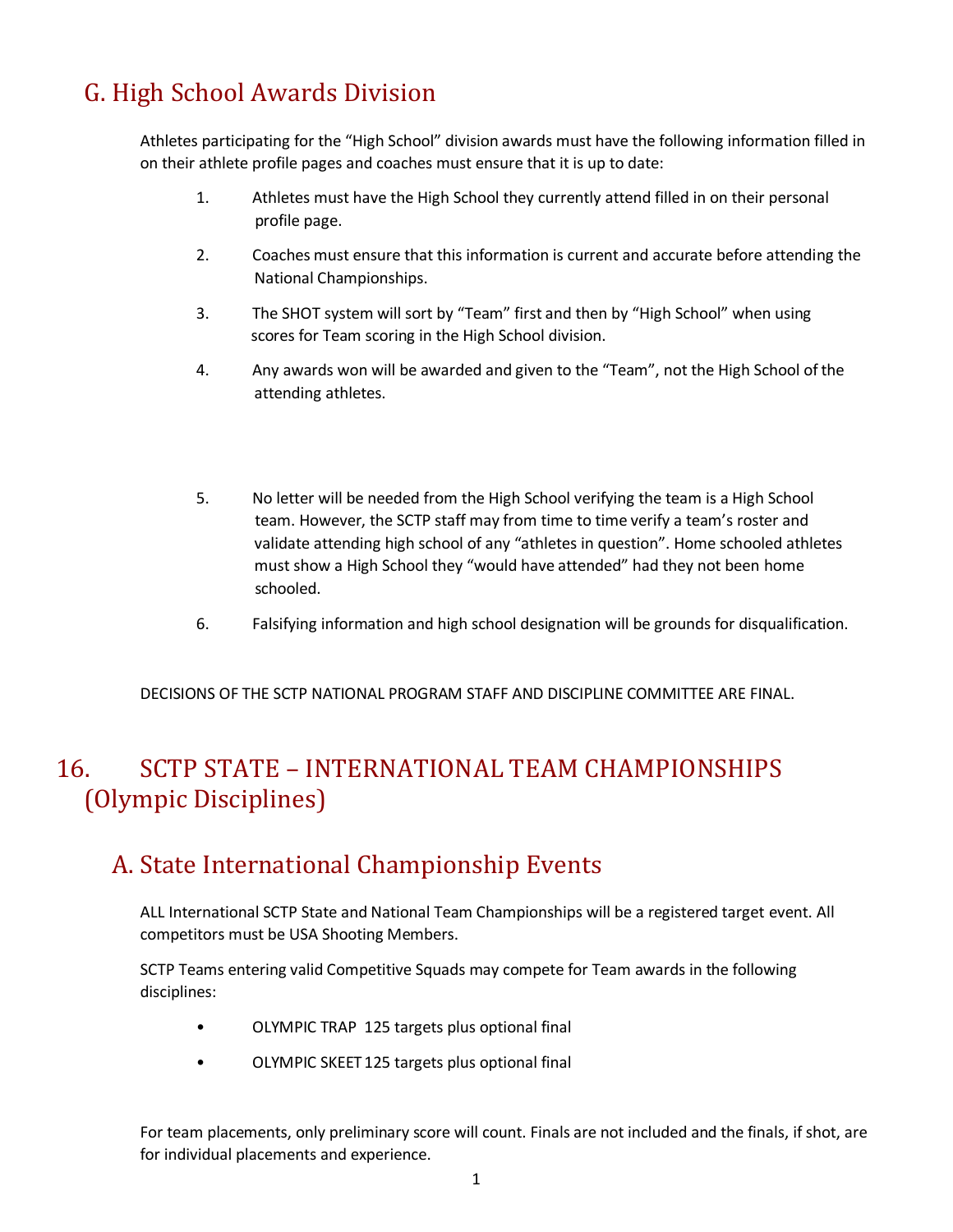## G. High School Awards Division

Athletes participating for the "High School" division awards must have the following information filled in on their athlete profile pages and coaches must ensure that it is up to date:

1. Athletes must have the High School they currently attend filled in on their personal profile page.
2. Coaches must ensure that this information is current and accurate before attending the National Championships.
3. The SHOT system will sort by "Team" first and then by "High School" when using scores for Team scoring in the High School division.
4. Any awards won will be awarded and given to the "Team", not the High School of the attending athletes.
5. No letter will be needed from the High School verifying the team is a High School team. However, the SCTP staff may from time to time verify a team's roster and validate attending high school of any "athletes in question". Home schooled athletes must show a High School they "would have attended" had they not been home schooled.
6. Falsifying information and high school designation will be grounds for disqualification.

DECISIONS OF THE SCTP NATIONAL PROGRAM STAFF AND DISCIPLINE COMMITTEE ARE FINAL.

# 16. SCTP STATE – INTERNATIONAL TEAM CHAMPIONSHIPS (Olympic Disciplines)

## A. State International Championship Events

ALL International SCTP State and National Team Championships will be a registered target event. All competitors must be USA Shooting Members.

SCTP Teams entering valid Competitive Squads may compete for Team awards in the following disciplines:

- OLYMPIC TRAP 125 targets plus optional final
- OLYMPIC SKEET 125 targets plus optional final

For team placements, only preliminary score will count. Finals are not included and the finals, if shot, are for individual placements and experience.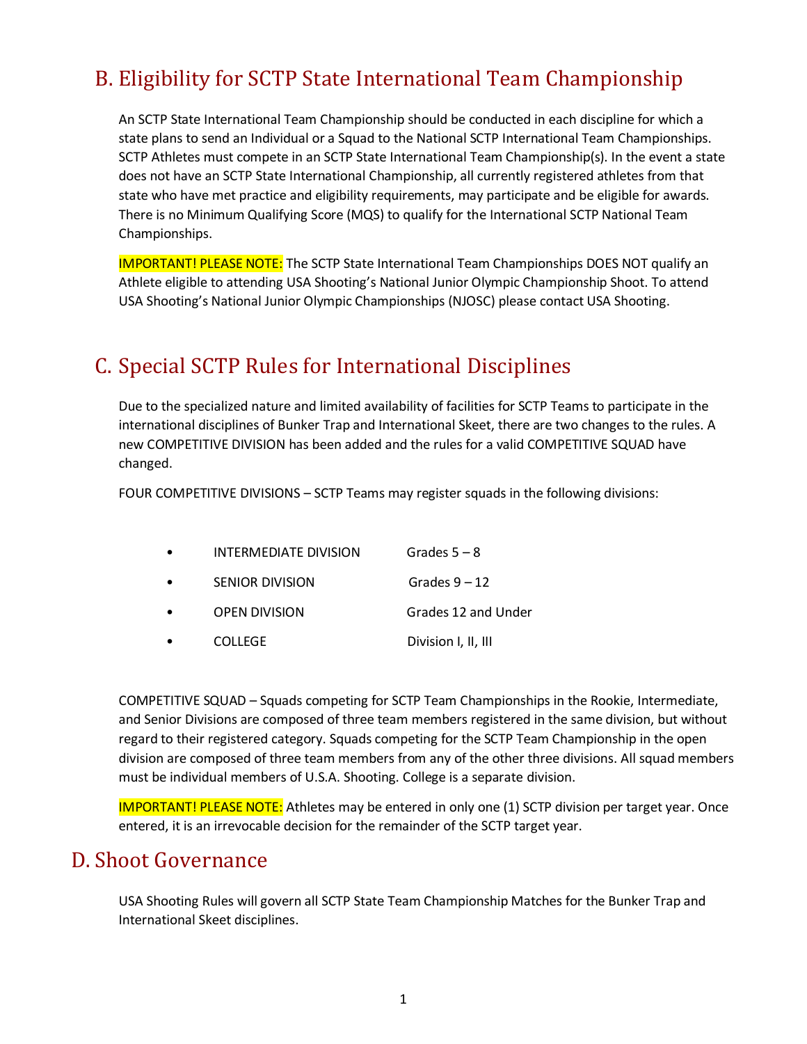## B. Eligibility for SCTP State International Team Championship

An SCTP State International Team Championship should be conducted in each discipline for which a state plans to send an Individual or a Squad to the National SCTP International Team Championships. SCTP Athletes must compete in an SCTP State International Team Championship(s). In the event a state does not have an SCTP State International Championship, all currently registered athletes from that state who have met practice and eligibility requirements, may participate and be eligible for awards. There is no Minimum Qualifying Score (MQS) to qualify for the International SCTP National Team Championships.

IMPORTANT! PLEASE NOTE: The SCTP State International Team Championships DOES NOT qualify an Athlete eligible to attending USA Shooting's National Junior Olympic Championship Shoot. To attend USA Shooting's National Junior Olympic Championships (NJOSC) please contact USA Shooting.

## C. Special SCTP Rules for International Disciplines

Due to the specialized nature and limited availability of facilities for SCTP Teams to participate in the international disciplines of Bunker Trap and International Skeet, there are two changes to the rules. A new COMPETITIVE DIVISION has been added and the rules for a valid COMPETITIVE SQUAD have changed.

FOUR COMPETITIVE DIVISIONS – SCTP Teams may register squads in the following divisions:

- INTERMEDIATE DIVISION — Grades 5 – 8
- SENIOR DIVISION — Grades 9 – 12
- OPEN DIVISION — Grades 12 and Under
- COLLEGE — Division I, II, III

COMPETITIVE SQUAD – Squads competing for SCTP Team Championships in the Rookie, Intermediate, and Senior Divisions are composed of three team members registered in the same division, but without regard to their registered category. Squads competing for the SCTP Team Championship in the open division are composed of three team members from any of the other three divisions. All squad members must be individual members of U.S.A. Shooting. College is a separate division.

IMPORTANT! PLEASE NOTE: Athletes may be entered in only one (1) SCTP division per target year. Once entered, it is an irrevocable decision for the remainder of the SCTP target year.

## D. Shoot Governance

USA Shooting Rules will govern all SCTP State Team Championship Matches for the Bunker Trap and International Skeet disciplines.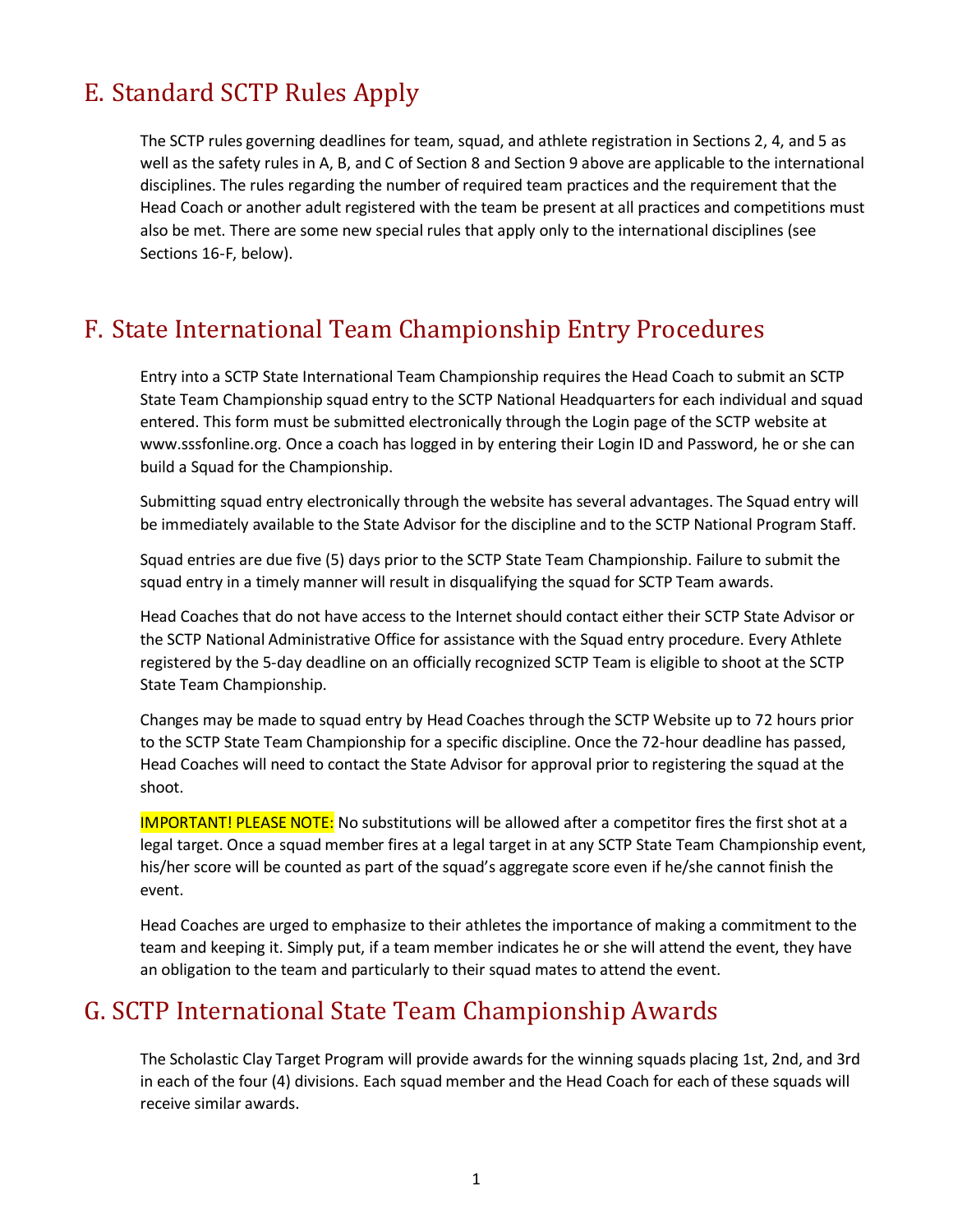## E. Standard SCTP Rules Apply

The SCTP rules governing deadlines for team, squad, and athlete registration in Sections 2, 4, and 5 as well as the safety rules in A, B, and C of Section 8 and Section 9 above are applicable to the international disciplines. The rules regarding the number of required team practices and the requirement that the Head Coach or another adult registered with the team be present at all practices and competitions must also be met. There are some new special rules that apply only to the international disciplines (see Sections 16-F, below).

## F. State International Team Championship Entry Procedures

Entry into a SCTP State International Team Championship requires the Head Coach to submit an SCTP State Team Championship squad entry to the SCTP National Headquarters for each individual and squad entered. This form must be submitted electronically through the Login page of the SCTP website at www.sssfonline.org. Once a coach has logged in by entering their Login ID and Password, he or she can build a Squad for the Championship.

Submitting squad entry electronically through the website has several advantages. The Squad entry will be immediately available to the State Advisor for the discipline and to the SCTP National Program Staff.

Squad entries are due five (5) days prior to the SCTP State Team Championship. Failure to submit the squad entry in a timely manner will result in disqualifying the squad for SCTP Team awards.

Head Coaches that do not have access to the Internet should contact either their SCTP State Advisor or the SCTP National Administrative Office for assistance with the Squad entry procedure. Every Athlete registered by the 5-day deadline on an officially recognized SCTP Team is eligible to shoot at the SCTP State Team Championship.

Changes may be made to squad entry by Head Coaches through the SCTP Website up to 72 hours prior to the SCTP State Team Championship for a specific discipline. Once the 72-hour deadline has passed, Head Coaches will need to contact the State Advisor for approval prior to registering the squad at the shoot.

IMPORTANT! PLEASE NOTE: No substitutions will be allowed after a competitor fires the first shot at a legal target. Once a squad member fires at a legal target in at any SCTP State Team Championship event, his/her score will be counted as part of the squad's aggregate score even if he/she cannot finish the event.

Head Coaches are urged to emphasize to their athletes the importance of making a commitment to the team and keeping it. Simply put, if a team member indicates he or she will attend the event, they have an obligation to the team and particularly to their squad mates to attend the event.

## G. SCTP International State Team Championship Awards

The Scholastic Clay Target Program will provide awards for the winning squads placing 1st, 2nd, and 3rd in each of the four (4) divisions. Each squad member and the Head Coach for each of these squads will receive similar awards.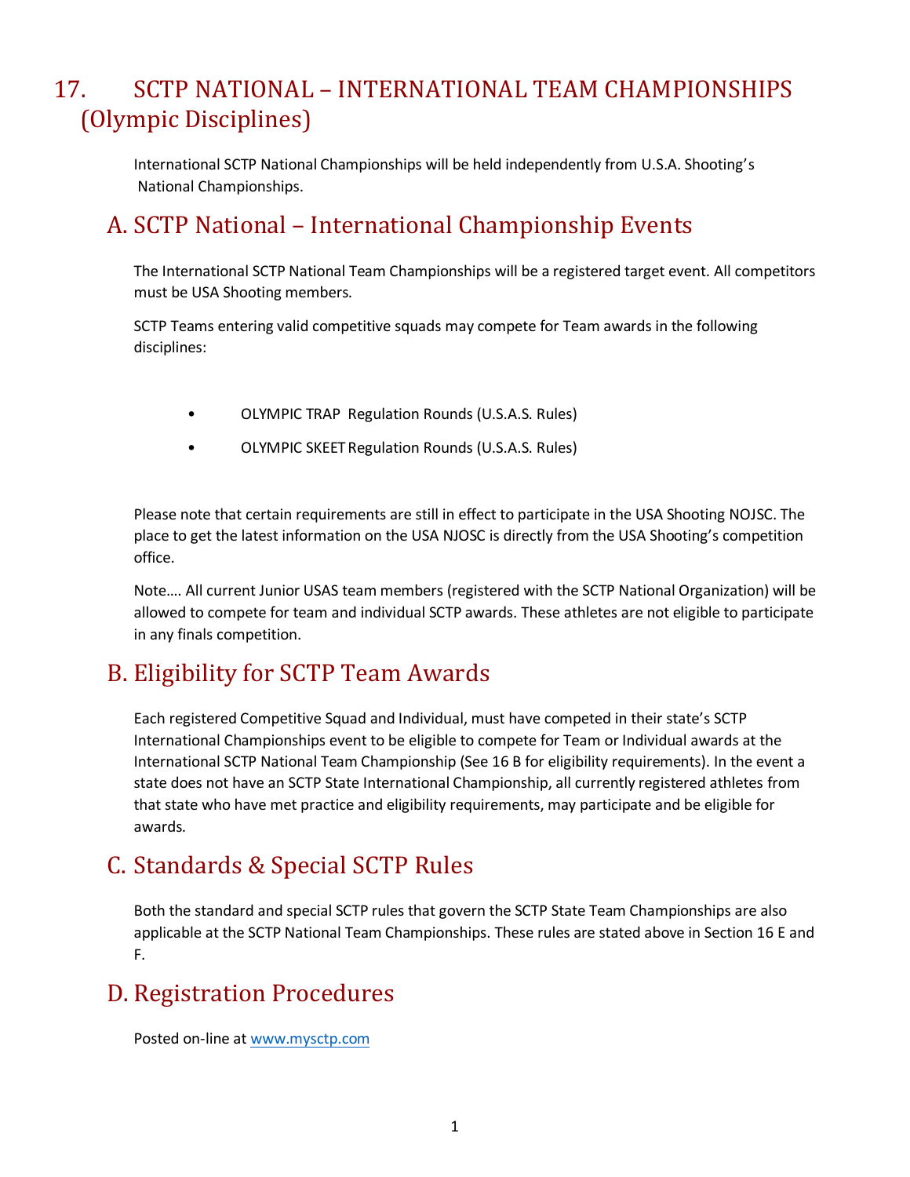# 17. SCTP NATIONAL – INTERNATIONAL TEAM CHAMPIONSHIPS (Olympic Disciplines)

International SCTP National Championships will be held independently from U.S.A. Shooting's National Championships.

## A. SCTP National – International Championship Events

The International SCTP National Team Championships will be a registered target event. All competitors must be USA Shooting members.

SCTP Teams entering valid competitive squads may compete for Team awards in the following disciplines:

- OLYMPIC TRAP Regulation Rounds (U.S.A.S. Rules)
- OLYMPIC SKEET Regulation Rounds (U.S.A.S. Rules)

Please note that certain requirements are still in effect to participate in the USA Shooting NOJSC. The place to get the latest information on the USA NJOSC is directly from the USA Shooting's competition office.

Note…. All current Junior USAS team members (registered with the SCTP National Organization) will be allowed to compete for team and individual SCTP awards. These athletes are not eligible to participate in any finals competition.

## B. Eligibility for SCTP Team Awards

Each registered Competitive Squad and Individual, must have competed in their state's SCTP International Championships event to be eligible to compete for Team or Individual awards at the International SCTP National Team Championship (See 16 B for eligibility requirements). In the event a state does not have an SCTP State International Championship, all currently registered athletes from that state who have met practice and eligibility requirements, may participate and be eligible for awards.

## C. Standards & Special SCTP Rules

Both the standard and special SCTP rules that govern the SCTP State Team Championships are also applicable at the SCTP National Team Championships. These rules are stated above in Section 16 E and F.

## D. Registration Procedures

Posted on-line at www.mysctp.com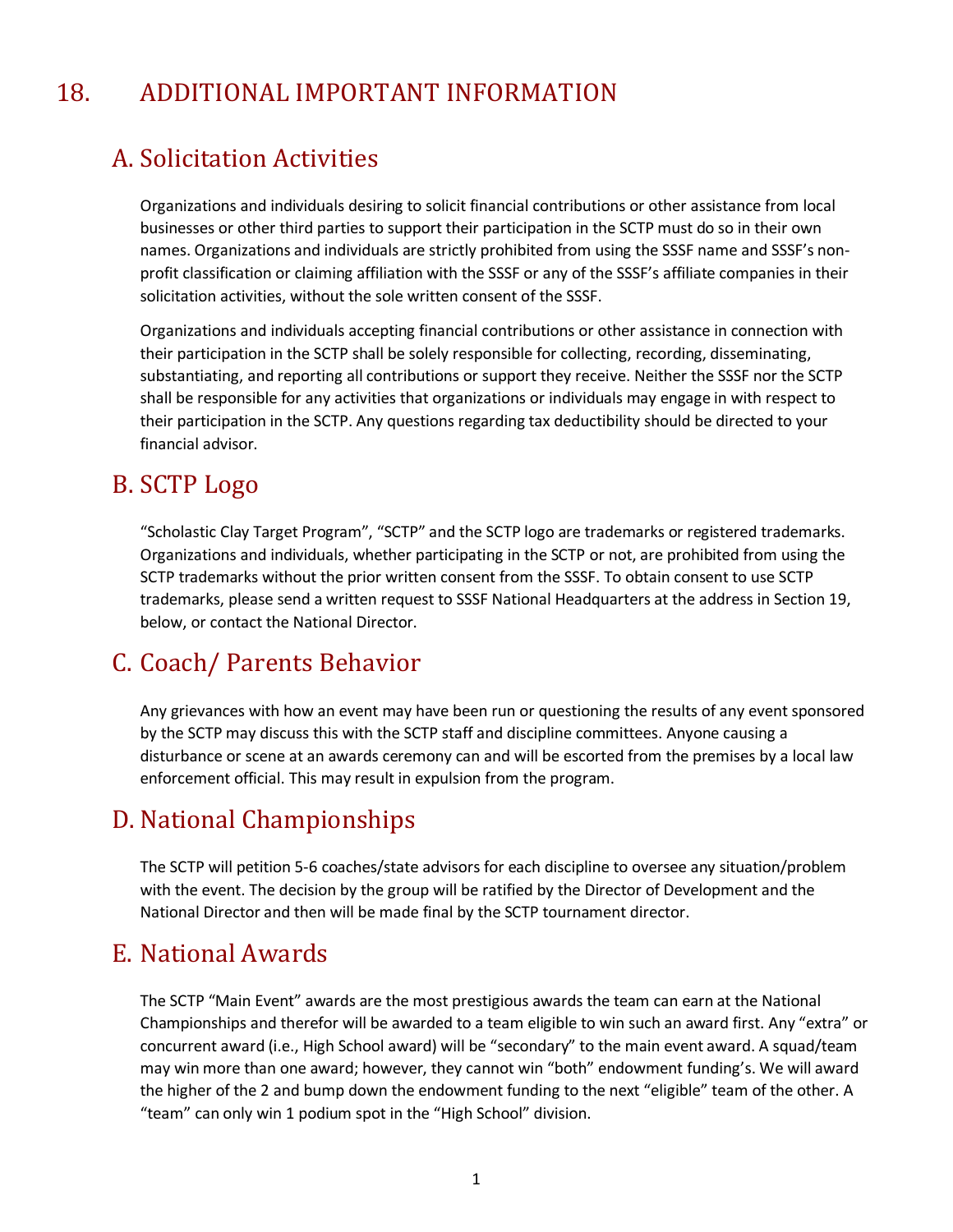# 18. ADDITIONAL IMPORTANT INFORMATION

## A. Solicitation Activities

Organizations and individuals desiring to solicit financial contributions or other assistance from local businesses or other third parties to support their participation in the SCTP must do so in their own names. Organizations and individuals are strictly prohibited from using the SSSF name and SSSF's non-profit classification or claiming affiliation with the SSSF or any of the SSSF's affiliate companies in their solicitation activities, without the sole written consent of the SSSF.

Organizations and individuals accepting financial contributions or other assistance in connection with their participation in the SCTP shall be solely responsible for collecting, recording, disseminating, substantiating, and reporting all contributions or support they receive. Neither the SSSF nor the SCTP shall be responsible for any activities that organizations or individuals may engage in with respect to their participation in the SCTP. Any questions regarding tax deductibility should be directed to your financial advisor.

## B. SCTP Logo

"Scholastic Clay Target Program", "SCTP" and the SCTP logo are trademarks or registered trademarks. Organizations and individuals, whether participating in the SCTP or not, are prohibited from using the SCTP trademarks without the prior written consent from the SSSF. To obtain consent to use SCTP trademarks, please send a written request to SSSF National Headquarters at the address in Section 19, below, or contact the National Director.

## C. Coach/ Parents Behavior

Any grievances with how an event may have been run or questioning the results of any event sponsored by the SCTP may discuss this with the SCTP staff and discipline committees. Anyone causing a disturbance or scene at an awards ceremony can and will be escorted from the premises by a local law enforcement official. This may result in expulsion from the program.

## D. National Championships

The SCTP will petition 5-6 coaches/state advisors for each discipline to oversee any situation/problem with the event. The decision by the group will be ratified by the Director of Development and the National Director and then will be made final by the SCTP tournament director.

## E. National Awards

The SCTP "Main Event" awards are the most prestigious awards the team can earn at the National Championships and therefor will be awarded to a team eligible to win such an award first. Any "extra" or concurrent award (i.e., High School award) will be "secondary" to the main event award. A squad/team may win more than one award; however, they cannot win "both" endowment funding's. We will award the higher of the 2 and bump down the endowment funding to the next "eligible" team of the other. A "team" can only win 1 podium spot in the "High School" division.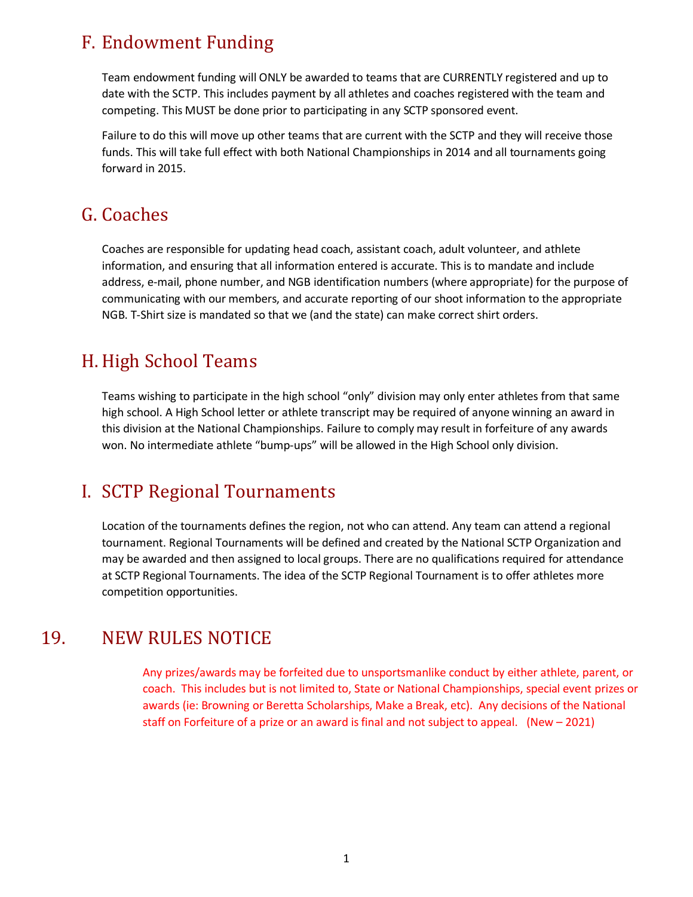## F. Endowment Funding

Team endowment funding will ONLY be awarded to teams that are CURRENTLY registered and up to date with the SCTP. This includes payment by all athletes and coaches registered with the team and competing. This MUST be done prior to participating in any SCTP sponsored event.

Failure to do this will move up other teams that are current with the SCTP and they will receive those funds. This will take full effect with both National Championships in 2014 and all tournaments going forward in 2015.

## G. Coaches

Coaches are responsible for updating head coach, assistant coach, adult volunteer, and athlete information, and ensuring that all information entered is accurate. This is to mandate and include address, e-mail, phone number, and NGB identification numbers (where appropriate) for the purpose of communicating with our members, and accurate reporting of our shoot information to the appropriate NGB. T-Shirt size is mandated so that we (and the state) can make correct shirt orders.

## H. High School Teams

Teams wishing to participate in the high school “only” division may only enter athletes from that same high school. A High School letter or athlete transcript may be required of anyone winning an award in this division at the National Championships. Failure to comply may result in forfeiture of any awards won. No intermediate athlete “bump-ups” will be allowed in the High School only division.

## I. SCTP Regional Tournaments

Location of the tournaments defines the region, not who can attend. Any team can attend a regional tournament. Regional Tournaments will be defined and created by the National SCTP Organization and may be awarded and then assigned to local groups. There are no qualifications required for attendance at SCTP Regional Tournaments. The idea of the SCTP Regional Tournament is to offer athletes more competition opportunities.

# 19. NEW RULES NOTICE

Any prizes/awards may be forfeited due to unsportsmanlike conduct by either athlete, parent, or coach. This includes but is not limited to, State or National Championships, special event prizes or awards (ie: Browning or Beretta Scholarships, Make a Break, etc). Any decisions of the National staff on Forfeiture of a prize or an award is final and not subject to appeal. (New – 2021)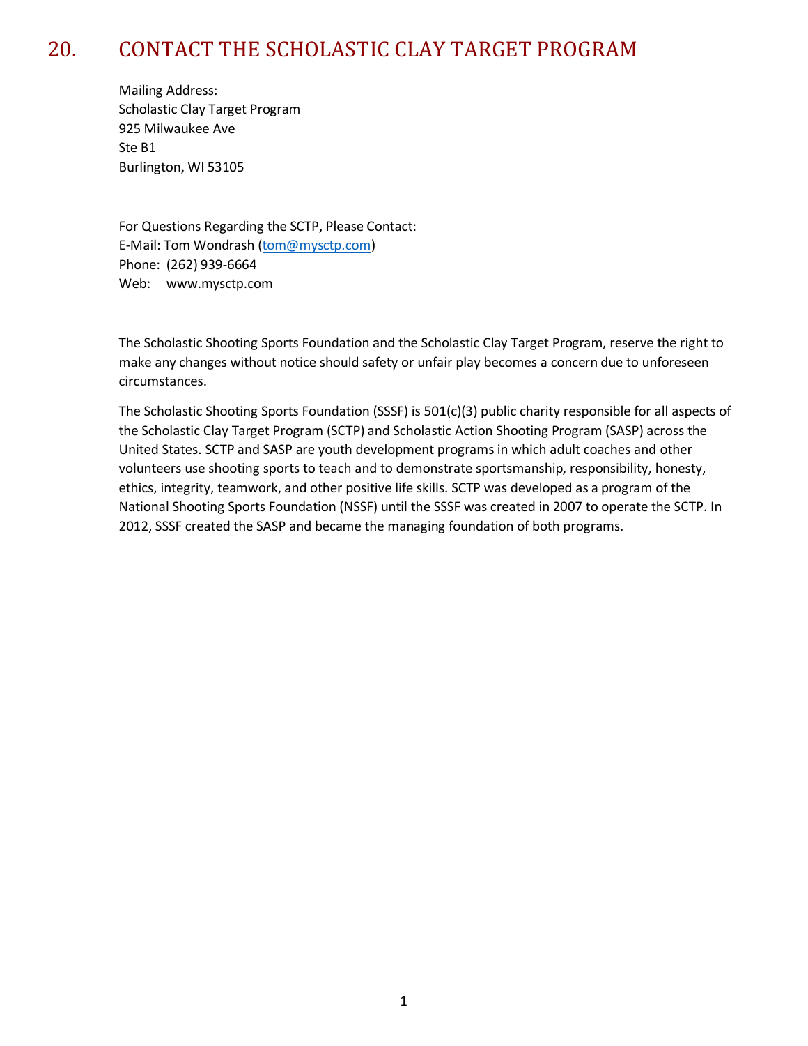# 20. CONTACT THE SCHOLASTIC CLAY TARGET PROGRAM

Mailing Address:
Scholastic Clay Target Program
925 Milwaukee Ave
Ste B1
Burlington, WI 53105

For Questions Regarding the SCTP, Please Contact:
E-Mail: Tom Wondrash (tom@mysctp.com)
Phone: (262) 939-6664
Web: www.mysctp.com

The Scholastic Shooting Sports Foundation and the Scholastic Clay Target Program, reserve the right to make any changes without notice should safety or unfair play becomes a concern due to unforeseen circumstances.

The Scholastic Shooting Sports Foundation (SSSF) is 501(c)(3) public charity responsible for all aspects of the Scholastic Clay Target Program (SCTP) and Scholastic Action Shooting Program (SASP) across the United States. SCTP and SASP are youth development programs in which adult coaches and other volunteers use shooting sports to teach and to demonstrate sportsmanship, responsibility, honesty, ethics, integrity, teamwork, and other positive life skills. SCTP was developed as a program of the National Shooting Sports Foundation (NSSF) until the SSSF was created in 2007 to operate the SCTP. In 2012, SSSF created the SASP and became the managing foundation of both programs.